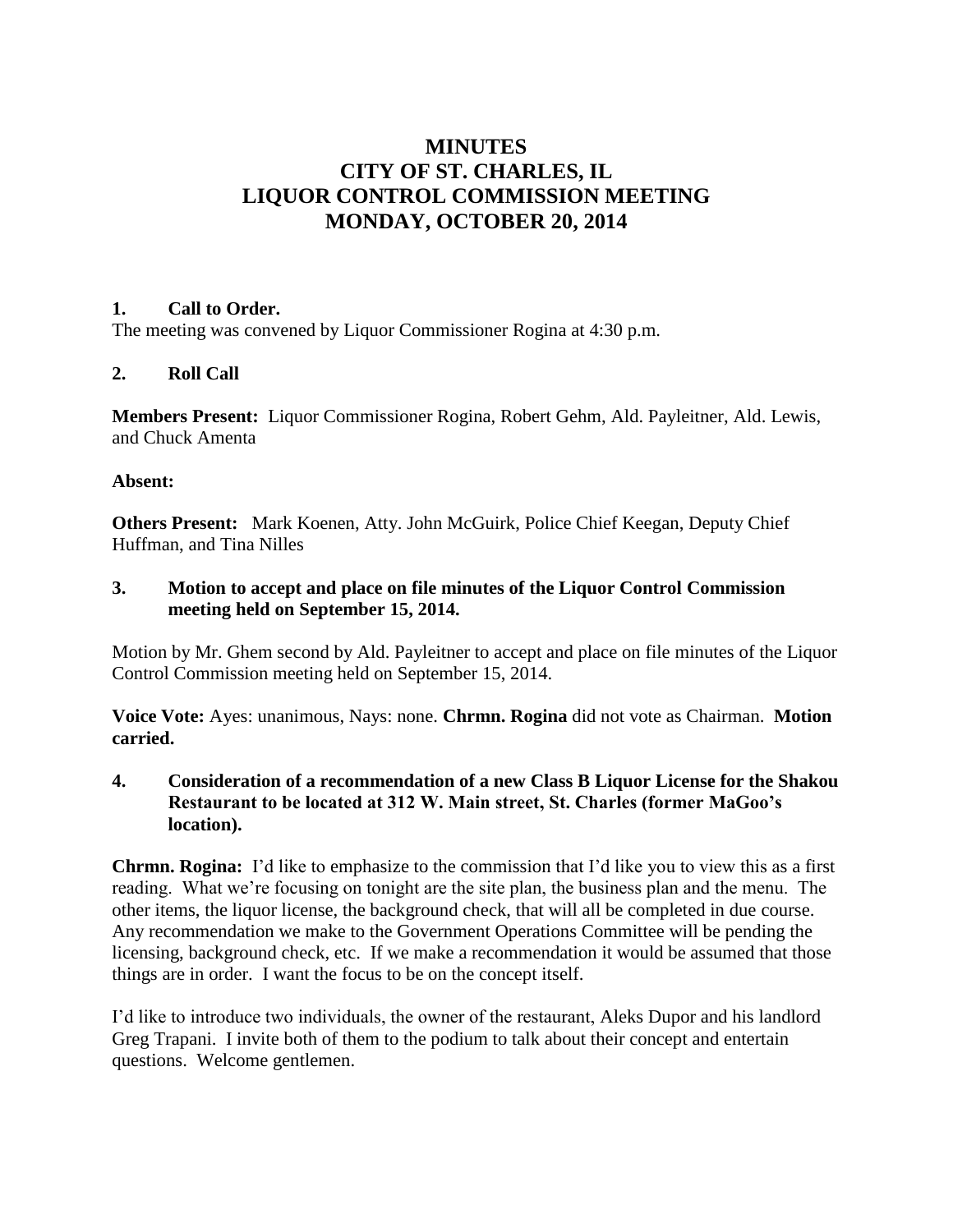# MINUTES
# CITY OF ST. CHARLES, IL
# LIQUOR CONTROL COMMISSION MEETING
# MONDAY, OCTOBER 20, 2014

## 1. Call to Order.

The meeting was convened by Liquor Commissioner Rogina at 4:30 p.m.

## 2. Roll Call

**Members Present:** Liquor Commissioner Rogina, Robert Gehm, Ald. Payleitner, Ald. Lewis, and Chuck Amenta

**Absent:**

**Others Present:** Mark Koenen, Atty. John McGuirk, Police Chief Keegan, Deputy Chief Huffman, and Tina Nilles

## 3. Motion to accept and place on file minutes of the Liquor Control Commission meeting held on September 15, 2014.

Motion by Mr. Ghem second by Ald. Payleitner to accept and place on file minutes of the Liquor Control Commission meeting held on September 15, 2014.

**Voice Vote:** Ayes: unanimous, Nays: none. **Chrmn. Rogina** did not vote as Chairman. **Motion carried.**

## 4. Consideration of a recommendation of a new Class B Liquor License for the Shakou Restaurant to be located at 312 W. Main street, St. Charles (former MaGoo's location).

**Chrmn. Rogina:** I'd like to emphasize to the commission that I'd like you to view this as a first reading. What we're focusing on tonight are the site plan, the business plan and the menu. The other items, the liquor license, the background check, that will all be completed in due course. Any recommendation we make to the Government Operations Committee will be pending the licensing, background check, etc. If we make a recommendation it would be assumed that those things are in order. I want the focus to be on the concept itself.

I'd like to introduce two individuals, the owner of the restaurant, Aleks Dupor and his landlord Greg Trapani. I invite both of them to the podium to talk about their concept and entertain questions. Welcome gentlemen.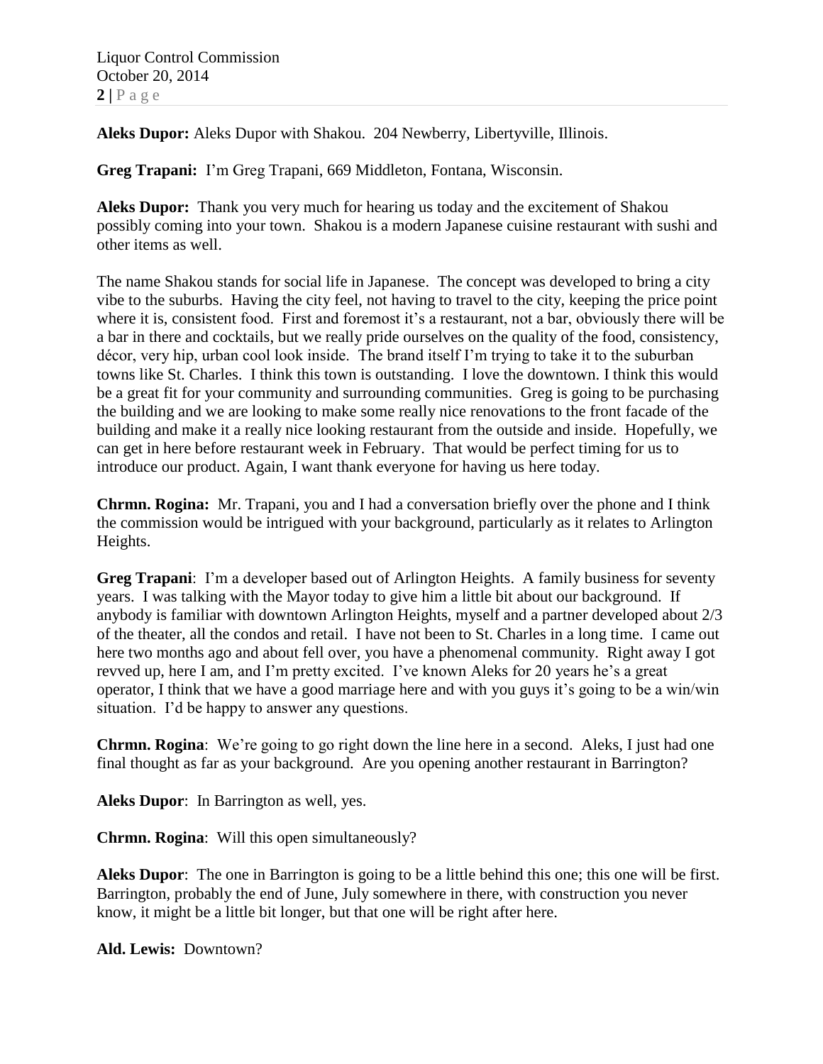**Aleks Dupor:** Aleks Dupor with Shakou. 204 Newberry, Libertyville, Illinois.

**Greg Trapani:** I'm Greg Trapani, 669 Middleton, Fontana, Wisconsin.

**Aleks Dupor:** Thank you very much for hearing us today and the excitement of Shakou possibly coming into your town. Shakou is a modern Japanese cuisine restaurant with sushi and other items as well.

The name Shakou stands for social life in Japanese. The concept was developed to bring a city vibe to the suburbs. Having the city feel, not having to travel to the city, keeping the price point where it is, consistent food. First and foremost it's a restaurant, not a bar, obviously there will be a bar in there and cocktails, but we really pride ourselves on the quality of the food, consistency, décor, very hip, urban cool look inside. The brand itself I'm trying to take it to the suburban towns like St. Charles. I think this town is outstanding. I love the downtown. I think this would be a great fit for your community and surrounding communities. Greg is going to be purchasing the building and we are looking to make some really nice renovations to the front facade of the building and make it a really nice looking restaurant from the outside and inside. Hopefully, we can get in here before restaurant week in February. That would be perfect timing for us to introduce our product. Again, I want thank everyone for having us here today.

**Chrmn. Rogina:** Mr. Trapani, you and I had a conversation briefly over the phone and I think the commission would be intrigued with your background, particularly as it relates to Arlington Heights.

**Greg Trapani**: I'm a developer based out of Arlington Heights. A family business for seventy years. I was talking with the Mayor today to give him a little bit about our background. If anybody is familiar with downtown Arlington Heights, myself and a partner developed about 2/3 of the theater, all the condos and retail. I have not been to St. Charles in a long time. I came out here two months ago and about fell over, you have a phenomenal community. Right away I got revved up, here I am, and I'm pretty excited. I've known Aleks for 20 years he's a great operator, I think that we have a good marriage here and with you guys it's going to be a win/win situation. I'd be happy to answer any questions.

**Chrmn. Rogina**: We're going to go right down the line here in a second. Aleks, I just had one final thought as far as your background. Are you opening another restaurant in Barrington?

**Aleks Dupor**: In Barrington as well, yes.

**Chrmn. Rogina**: Will this open simultaneously?

**Aleks Dupor**: The one in Barrington is going to be a little behind this one; this one will be first. Barrington, probably the end of June, July somewhere in there, with construction you never know, it might be a little bit longer, but that one will be right after here.

**Ald. Lewis:** Downtown?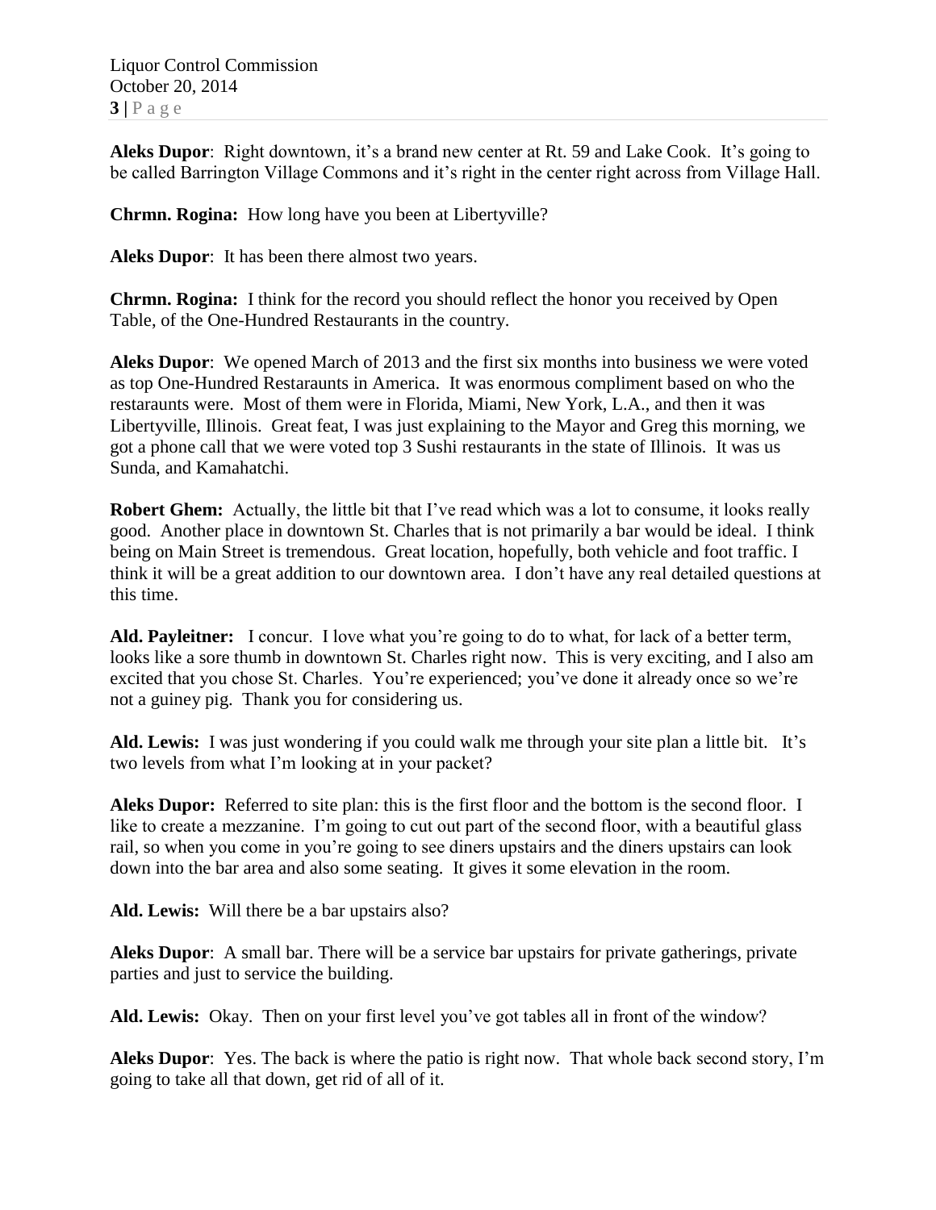**Aleks Dupor**: Right downtown, it's a brand new center at Rt. 59 and Lake Cook. It's going to be called Barrington Village Commons and it's right in the center right across from Village Hall.

**Chrmn. Rogina:** How long have you been at Libertyville?

**Aleks Dupor**: It has been there almost two years.

**Chrmn. Rogina:** I think for the record you should reflect the honor you received by Open Table, of the One-Hundred Restaurants in the country.

**Aleks Dupor**: We opened March of 2013 and the first six months into business we were voted as top One-Hundred Restaraunts in America. It was enormous compliment based on who the restaraunts were. Most of them were in Florida, Miami, New York, L.A., and then it was Libertyville, Illinois. Great feat, I was just explaining to the Mayor and Greg this morning, we got a phone call that we were voted top 3 Sushi restaurants in the state of Illinois. It was us Sunda, and Kamahatchi.

**Robert Ghem:** Actually, the little bit that I've read which was a lot to consume, it looks really good. Another place in downtown St. Charles that is not primarily a bar would be ideal. I think being on Main Street is tremendous. Great location, hopefully, both vehicle and foot traffic. I think it will be a great addition to our downtown area. I don't have any real detailed questions at this time.

**Ald. Payleitner:** I concur. I love what you're going to do to what, for lack of a better term, looks like a sore thumb in downtown St. Charles right now. This is very exciting, and I also am excited that you chose St. Charles. You're experienced; you've done it already once so we're not a guiney pig. Thank you for considering us.

**Ald. Lewis:** I was just wondering if you could walk me through your site plan a little bit. It's two levels from what I'm looking at in your packet?

**Aleks Dupor:** Referred to site plan: this is the first floor and the bottom is the second floor. I like to create a mezzanine. I'm going to cut out part of the second floor, with a beautiful glass rail, so when you come in you're going to see diners upstairs and the diners upstairs can look down into the bar area and also some seating. It gives it some elevation in the room.

**Ald. Lewis:** Will there be a bar upstairs also?

**Aleks Dupor**: A small bar. There will be a service bar upstairs for private gatherings, private parties and just to service the building.

**Ald. Lewis:** Okay. Then on your first level you've got tables all in front of the window?

**Aleks Dupor**: Yes. The back is where the patio is right now. That whole back second story, I'm going to take all that down, get rid of all of it.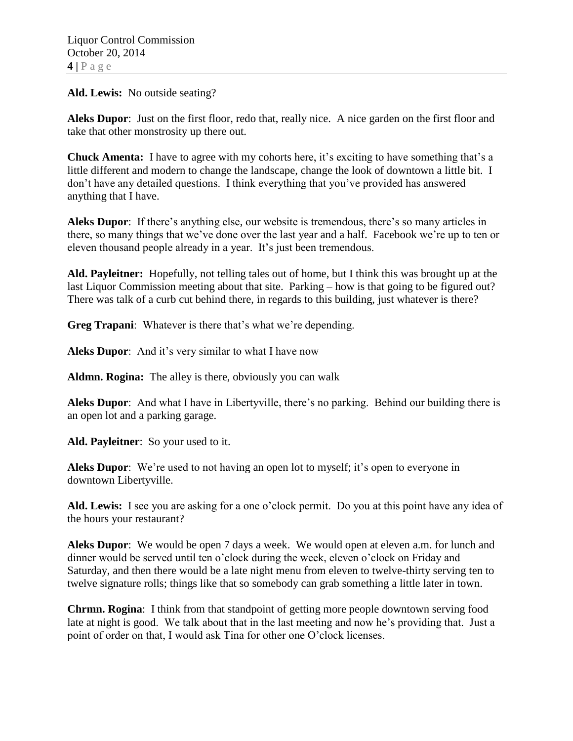**Ald. Lewis:** No outside seating?

**Aleks Dupor**: Just on the first floor, redo that, really nice. A nice garden on the first floor and take that other monstrosity up there out.

**Chuck Amenta:** I have to agree with my cohorts here, it's exciting to have something that's a little different and modern to change the landscape, change the look of downtown a little bit. I don't have any detailed questions. I think everything that you've provided has answered anything that I have.

**Aleks Dupor**: If there's anything else, our website is tremendous, there's so many articles in there, so many things that we've done over the last year and a half. Facebook we're up to ten or eleven thousand people already in a year. It's just been tremendous.

**Ald. Payleitner:** Hopefully, not telling tales out of home, but I think this was brought up at the last Liquor Commission meeting about that site. Parking – how is that going to be figured out? There was talk of a curb cut behind there, in regards to this building, just whatever is there?

**Greg Trapani**: Whatever is there that's what we're depending.

**Aleks Dupor**: And it's very similar to what I have now

**Aldmn. Rogina:** The alley is there, obviously you can walk

**Aleks Dupor**: And what I have in Libertyville, there's no parking. Behind our building there is an open lot and a parking garage.

**Ald. Payleitner**: So your used to it.

**Aleks Dupor**: We're used to not having an open lot to myself; it's open to everyone in downtown Libertyville.

**Ald. Lewis:** I see you are asking for a one o'clock permit. Do you at this point have any idea of the hours your restaurant?

**Aleks Dupor**: We would be open 7 days a week. We would open at eleven a.m. for lunch and dinner would be served until ten o'clock during the week, eleven o'clock on Friday and Saturday, and then there would be a late night menu from eleven to twelve-thirty serving ten to twelve signature rolls; things like that so somebody can grab something a little later in town.

**Chrmn. Rogina**: I think from that standpoint of getting more people downtown serving food late at night is good. We talk about that in the last meeting and now he's providing that. Just a point of order on that, I would ask Tina for other one O'clock licenses.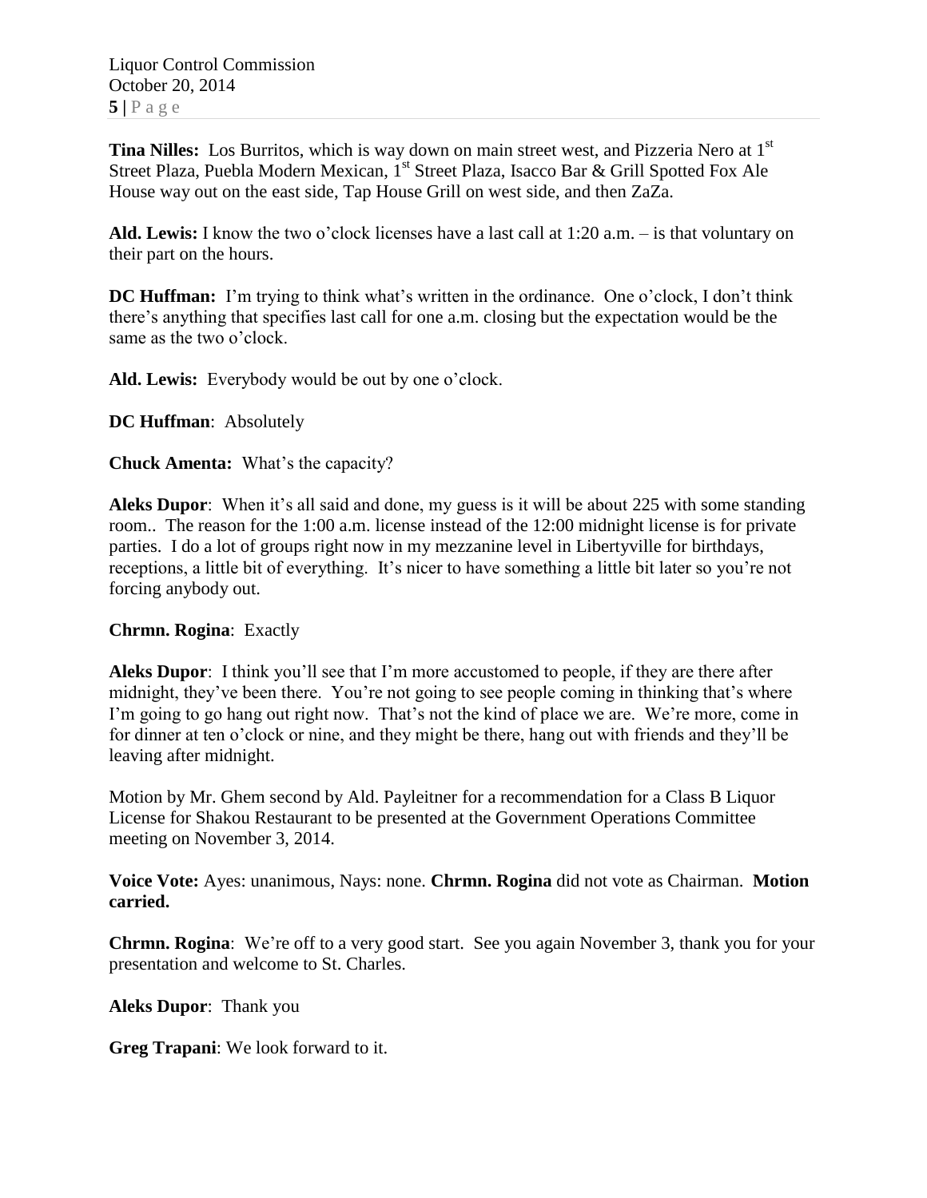**Tina Nilles:** Los Burritos, which is way down on main street west, and Pizzeria Nero at 1st Street Plaza, Puebla Modern Mexican, 1st Street Plaza, Isacco Bar & Grill Spotted Fox Ale House way out on the east side, Tap House Grill on west side, and then ZaZa.

**Ald. Lewis:** I know the two o'clock licenses have a last call at 1:20 a.m. – is that voluntary on their part on the hours.

**DC Huffman:** I'm trying to think what's written in the ordinance. One o'clock, I don't think there's anything that specifies last call for one a.m. closing but the expectation would be the same as the two o'clock.

**Ald. Lewis:** Everybody would be out by one o'clock.

**DC Huffman**: Absolutely

**Chuck Amenta:** What's the capacity?

**Aleks Dupor**: When it's all said and done, my guess is it will be about 225 with some standing room.. The reason for the 1:00 a.m. license instead of the 12:00 midnight license is for private parties. I do a lot of groups right now in my mezzanine level in Libertyville for birthdays, receptions, a little bit of everything. It's nicer to have something a little bit later so you're not forcing anybody out.

**Chrmn. Rogina**: Exactly

**Aleks Dupor**: I think you'll see that I'm more accustomed to people, if they are there after midnight, they've been there. You're not going to see people coming in thinking that's where I'm going to go hang out right now. That's not the kind of place we are. We're more, come in for dinner at ten o'clock or nine, and they might be there, hang out with friends and they'll be leaving after midnight.

Motion by Mr. Ghem second by Ald. Payleitner for a recommendation for a Class B Liquor License for Shakou Restaurant to be presented at the Government Operations Committee meeting on November 3, 2014.

**Voice Vote:** Ayes: unanimous, Nays: none. **Chrmn. Rogina** did not vote as Chairman. **Motion carried.**

**Chrmn. Rogina**: We're off to a very good start. See you again November 3, thank you for your presentation and welcome to St. Charles.

**Aleks Dupor**: Thank you

**Greg Trapani**: We look forward to it.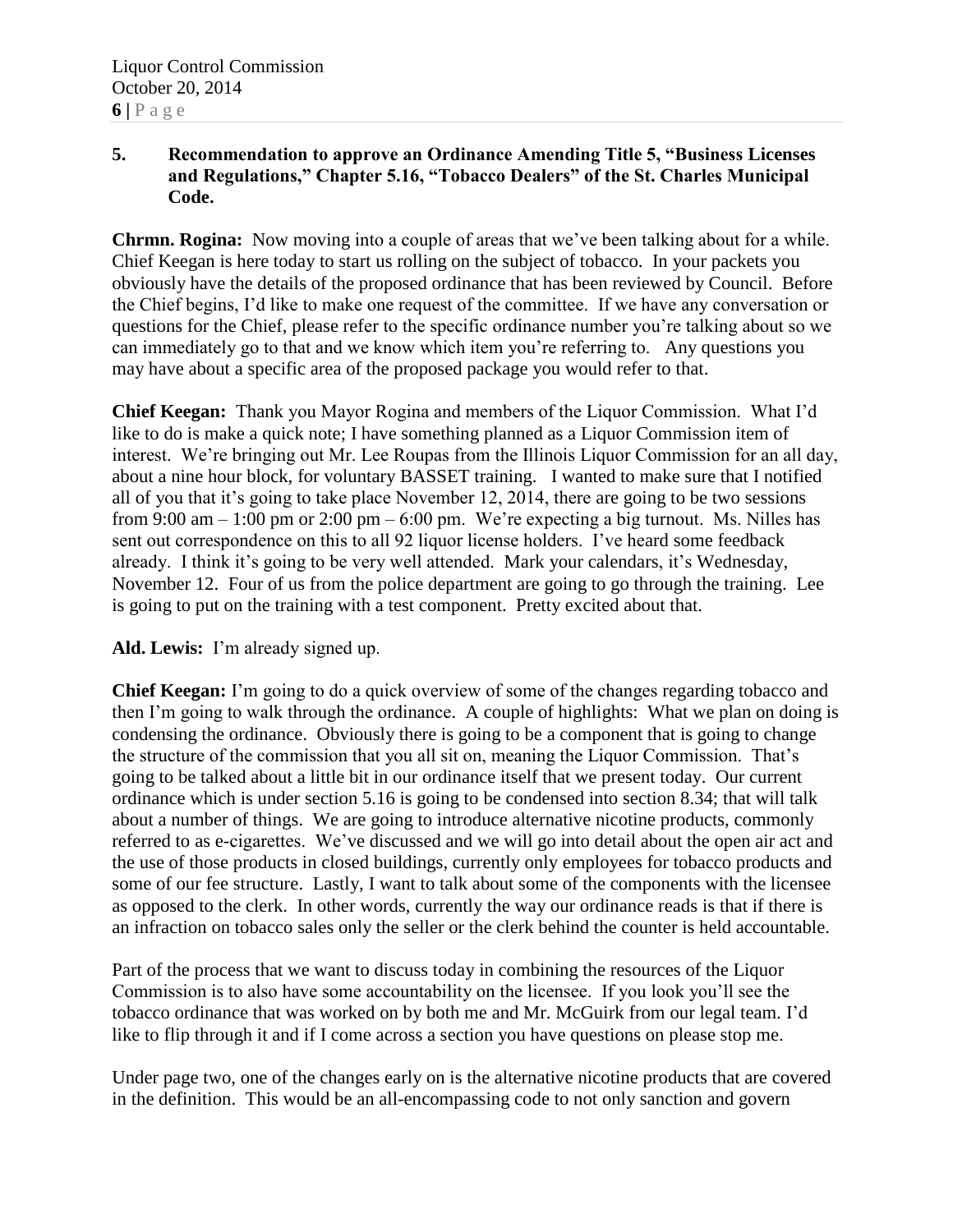**5. Recommendation to approve an Ordinance Amending Title 5, "Business Licenses and Regulations," Chapter 5.16, "Tobacco Dealers" of the St. Charles Municipal Code.**

**Chrmn. Rogina:** Now moving into a couple of areas that we've been talking about for a while. Chief Keegan is here today to start us rolling on the subject of tobacco. In your packets you obviously have the details of the proposed ordinance that has been reviewed by Council. Before the Chief begins, I'd like to make one request of the committee. If we have any conversation or questions for the Chief, please refer to the specific ordinance number you're talking about so we can immediately go to that and we know which item you're referring to. Any questions you may have about a specific area of the proposed package you would refer to that.

**Chief Keegan:** Thank you Mayor Rogina and members of the Liquor Commission. What I'd like to do is make a quick note; I have something planned as a Liquor Commission item of interest. We're bringing out Mr. Lee Roupas from the Illinois Liquor Commission for an all day, about a nine hour block, for voluntary BASSET training. I wanted to make sure that I notified all of you that it's going to take place November 12, 2014, there are going to be two sessions from 9:00 am – 1:00 pm or 2:00 pm – 6:00 pm. We're expecting a big turnout. Ms. Nilles has sent out correspondence on this to all 92 liquor license holders. I've heard some feedback already. I think it's going to be very well attended. Mark your calendars, it's Wednesday, November 12. Four of us from the police department are going to go through the training. Lee is going to put on the training with a test component. Pretty excited about that.

**Ald. Lewis:** I'm already signed up.

**Chief Keegan:** I'm going to do a quick overview of some of the changes regarding tobacco and then I'm going to walk through the ordinance. A couple of highlights: What we plan on doing is condensing the ordinance. Obviously there is going to be a component that is going to change the structure of the commission that you all sit on, meaning the Liquor Commission. That's going to be talked about a little bit in our ordinance itself that we present today. Our current ordinance which is under section 5.16 is going to be condensed into section 8.34; that will talk about a number of things. We are going to introduce alternative nicotine products, commonly referred to as e-cigarettes. We've discussed and we will go into detail about the open air act and the use of those products in closed buildings, currently only employees for tobacco products and some of our fee structure. Lastly, I want to talk about some of the components with the licensee as opposed to the clerk. In other words, currently the way our ordinance reads is that if there is an infraction on tobacco sales only the seller or the clerk behind the counter is held accountable.

Part of the process that we want to discuss today in combining the resources of the Liquor Commission is to also have some accountability on the licensee. If you look you'll see the tobacco ordinance that was worked on by both me and Mr. McGuirk from our legal team. I'd like to flip through it and if I come across a section you have questions on please stop me.

Under page two, one of the changes early on is the alternative nicotine products that are covered in the definition. This would be an all-encompassing code to not only sanction and govern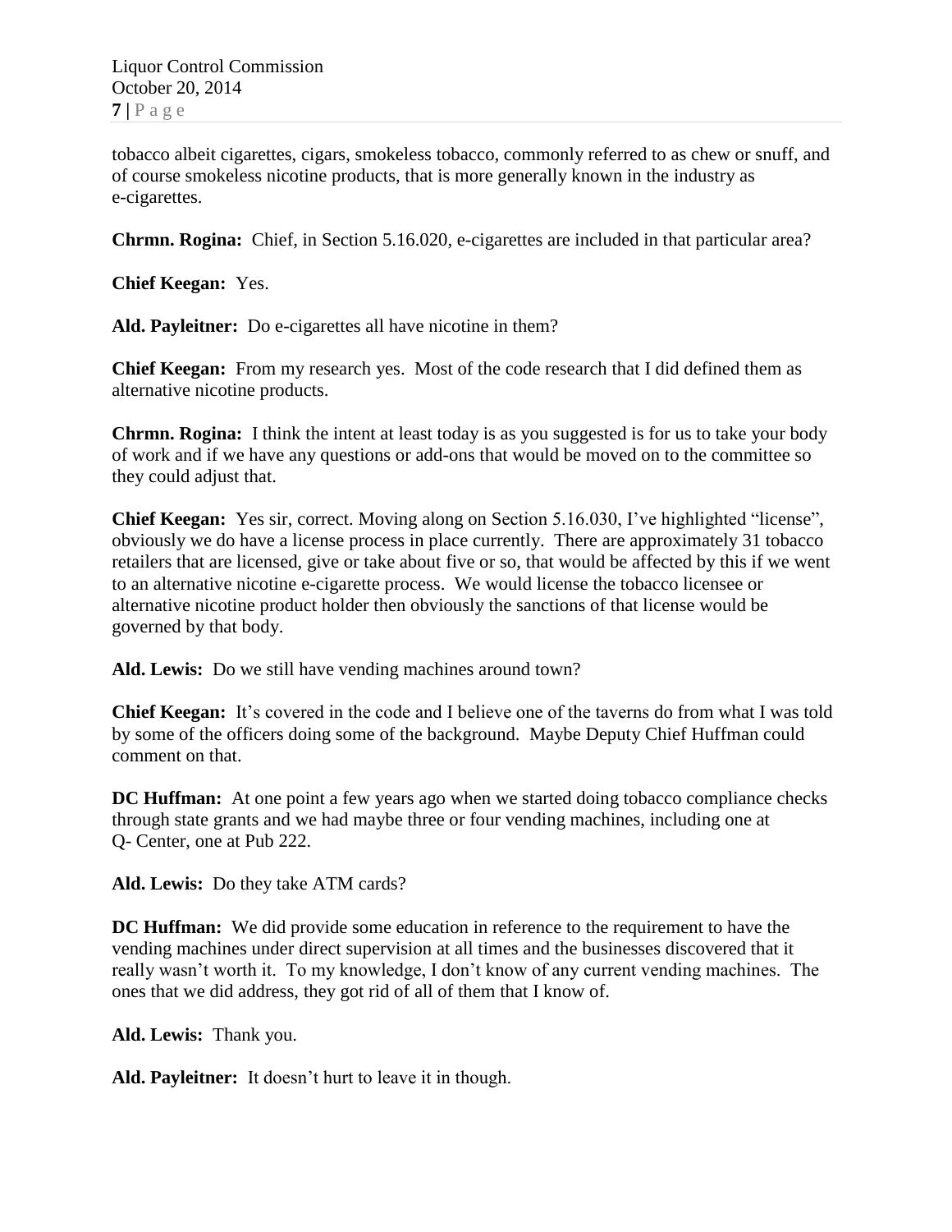tobacco albeit cigarettes, cigars, smokeless tobacco, commonly referred to as chew or snuff, and of course smokeless nicotine products, that is more generally known in the industry as e-cigarettes.

**Chrmn. Rogina:** Chief, in Section 5.16.020, e-cigarettes are included in that particular area?

**Chief Keegan:** Yes.

**Ald. Payleitner:** Do e-cigarettes all have nicotine in them?

**Chief Keegan:** From my research yes. Most of the code research that I did defined them as alternative nicotine products.

**Chrmn. Rogina:** I think the intent at least today is as you suggested is for us to take your body of work and if we have any questions or add-ons that would be moved on to the committee so they could adjust that.

**Chief Keegan:** Yes sir, correct. Moving along on Section 5.16.030, I've highlighted "license", obviously we do have a license process in place currently. There are approximately 31 tobacco retailers that are licensed, give or take about five or so, that would be affected by this if we went to an alternative nicotine e-cigarette process. We would license the tobacco licensee or alternative nicotine product holder then obviously the sanctions of that license would be governed by that body.

**Ald. Lewis:** Do we still have vending machines around town?

**Chief Keegan:** It's covered in the code and I believe one of the taverns do from what I was told by some of the officers doing some of the background. Maybe Deputy Chief Huffman could comment on that.

**DC Huffman:** At one point a few years ago when we started doing tobacco compliance checks through state grants and we had maybe three or four vending machines, including one at Q- Center, one at Pub 222.

**Ald. Lewis:** Do they take ATM cards?

**DC Huffman:** We did provide some education in reference to the requirement to have the vending machines under direct supervision at all times and the businesses discovered that it really wasn't worth it. To my knowledge, I don't know of any current vending machines. The ones that we did address, they got rid of all of them that I know of.

**Ald. Lewis:** Thank you.

**Ald. Payleitner:** It doesn't hurt to leave it in though.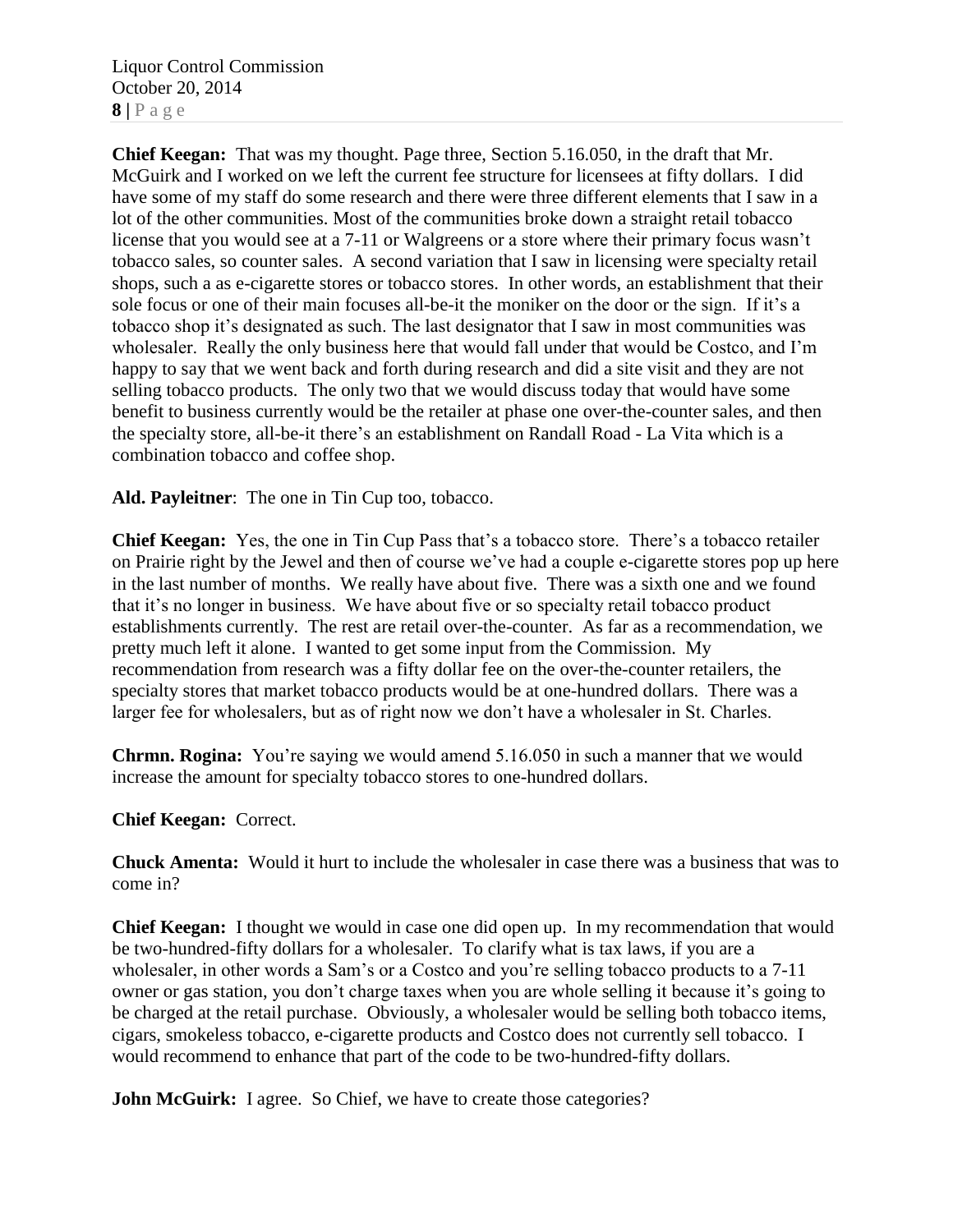**Chief Keegan:** That was my thought. Page three, Section 5.16.050, in the draft that Mr. McGuirk and I worked on we left the current fee structure for licensees at fifty dollars. I did have some of my staff do some research and there were three different elements that I saw in a lot of the other communities. Most of the communities broke down a straight retail tobacco license that you would see at a 7-11 or Walgreens or a store where their primary focus wasn't tobacco sales, so counter sales. A second variation that I saw in licensing were specialty retail shops, such a as e-cigarette stores or tobacco stores. In other words, an establishment that their sole focus or one of their main focuses all-be-it the moniker on the door or the sign. If it's a tobacco shop it's designated as such. The last designator that I saw in most communities was wholesaler. Really the only business here that would fall under that would be Costco, and I'm happy to say that we went back and forth during research and did a site visit and they are not selling tobacco products. The only two that we would discuss today that would have some benefit to business currently would be the retailer at phase one over-the-counter sales, and then the specialty store, all-be-it there's an establishment on Randall Road - La Vita which is a combination tobacco and coffee shop.

**Ald. Payleitner**: The one in Tin Cup too, tobacco.

**Chief Keegan:** Yes, the one in Tin Cup Pass that's a tobacco store. There's a tobacco retailer on Prairie right by the Jewel and then of course we've had a couple e-cigarette stores pop up here in the last number of months. We really have about five. There was a sixth one and we found that it's no longer in business. We have about five or so specialty retail tobacco product establishments currently. The rest are retail over-the-counter. As far as a recommendation, we pretty much left it alone. I wanted to get some input from the Commission. My recommendation from research was a fifty dollar fee on the over-the-counter retailers, the specialty stores that market tobacco products would be at one-hundred dollars. There was a larger fee for wholesalers, but as of right now we don't have a wholesaler in St. Charles.

**Chrmn. Rogina:** You're saying we would amend 5.16.050 in such a manner that we would increase the amount for specialty tobacco stores to one-hundred dollars.

**Chief Keegan:** Correct.

**Chuck Amenta:** Would it hurt to include the wholesaler in case there was a business that was to come in?

**Chief Keegan:** I thought we would in case one did open up. In my recommendation that would be two-hundred-fifty dollars for a wholesaler. To clarify what is tax laws, if you are a wholesaler, in other words a Sam's or a Costco and you're selling tobacco products to a 7-11 owner or gas station, you don't charge taxes when you are whole selling it because it's going to be charged at the retail purchase. Obviously, a wholesaler would be selling both tobacco items, cigars, smokeless tobacco, e-cigarette products and Costco does not currently sell tobacco. I would recommend to enhance that part of the code to be two-hundred-fifty dollars.

**John McGuirk:** I agree. So Chief, we have to create those categories?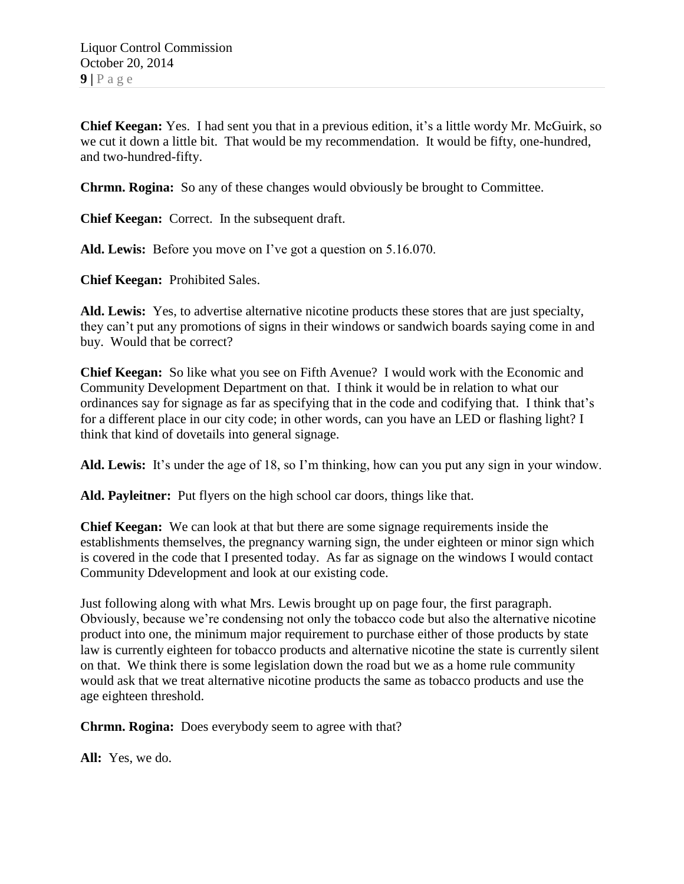**Chief Keegan:** Yes. I had sent you that in a previous edition, it's a little wordy Mr. McGuirk, so we cut it down a little bit. That would be my recommendation. It would be fifty, one-hundred, and two-hundred-fifty.

**Chrmn. Rogina:** So any of these changes would obviously be brought to Committee.

**Chief Keegan:** Correct. In the subsequent draft.

**Ald. Lewis:** Before you move on I've got a question on 5.16.070.

**Chief Keegan:** Prohibited Sales.

**Ald. Lewis:** Yes, to advertise alternative nicotine products these stores that are just specialty, they can't put any promotions of signs in their windows or sandwich boards saying come in and buy. Would that be correct?

**Chief Keegan:** So like what you see on Fifth Avenue? I would work with the Economic and Community Development Department on that. I think it would be in relation to what our ordinances say for signage as far as specifying that in the code and codifying that. I think that's for a different place in our city code; in other words, can you have an LED or flashing light? I think that kind of dovetails into general signage.

**Ald. Lewis:** It's under the age of 18, so I'm thinking, how can you put any sign in your window.

**Ald. Payleitner:** Put flyers on the high school car doors, things like that.

**Chief Keegan:** We can look at that but there are some signage requirements inside the establishments themselves, the pregnancy warning sign, the under eighteen or minor sign which is covered in the code that I presented today. As far as signage on the windows I would contact Community Ddevelopment and look at our existing code.

Just following along with what Mrs. Lewis brought up on page four, the first paragraph. Obviously, because we're condensing not only the tobacco code but also the alternative nicotine product into one, the minimum major requirement to purchase either of those products by state law is currently eighteen for tobacco products and alternative nicotine the state is currently silent on that. We think there is some legislation down the road but we as a home rule community would ask that we treat alternative nicotine products the same as tobacco products and use the age eighteen threshold.

**Chrmn. Rogina:** Does everybody seem to agree with that?

**All:** Yes, we do.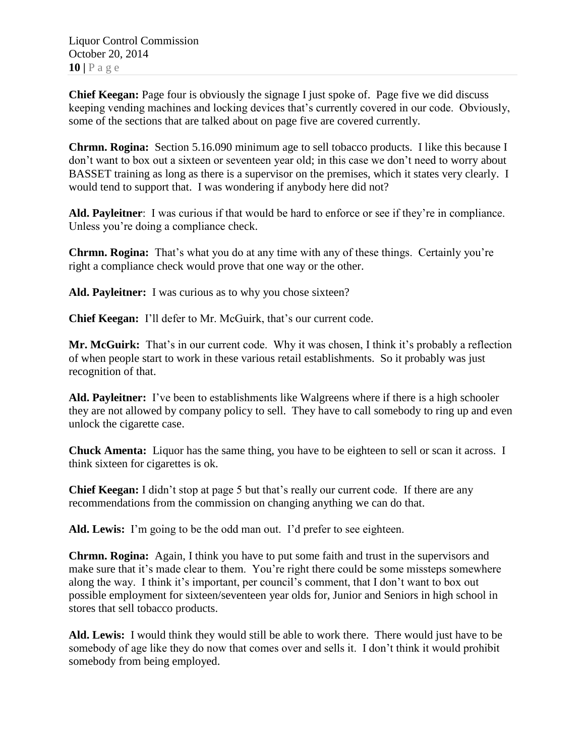**Chief Keegan:** Page four is obviously the signage I just spoke of. Page five we did discuss keeping vending machines and locking devices that's currently covered in our code. Obviously, some of the sections that are talked about on page five are covered currently.

**Chrmn. Rogina:** Section 5.16.090 minimum age to sell tobacco products. I like this because I don't want to box out a sixteen or seventeen year old; in this case we don't need to worry about BASSET training as long as there is a supervisor on the premises, which it states very clearly. I would tend to support that. I was wondering if anybody here did not?

**Ald. Payleitner**: I was curious if that would be hard to enforce or see if they're in compliance. Unless you're doing a compliance check.

**Chrmn. Rogina:** That's what you do at any time with any of these things. Certainly you're right a compliance check would prove that one way or the other.

**Ald. Payleitner:** I was curious as to why you chose sixteen?

**Chief Keegan:** I'll defer to Mr. McGuirk, that's our current code.

**Mr. McGuirk:** That's in our current code. Why it was chosen, I think it's probably a reflection of when people start to work in these various retail establishments. So it probably was just recognition of that.

**Ald. Payleitner:** I've been to establishments like Walgreens where if there is a high schooler they are not allowed by company policy to sell. They have to call somebody to ring up and even unlock the cigarette case.

**Chuck Amenta:** Liquor has the same thing, you have to be eighteen to sell or scan it across. I think sixteen for cigarettes is ok.

**Chief Keegan:** I didn't stop at page 5 but that's really our current code. If there are any recommendations from the commission on changing anything we can do that.

**Ald. Lewis:** I'm going to be the odd man out. I'd prefer to see eighteen.

**Chrmn. Rogina:** Again, I think you have to put some faith and trust in the supervisors and make sure that it's made clear to them. You're right there could be some missteps somewhere along the way. I think it's important, per council's comment, that I don't want to box out possible employment for sixteen/seventeen year olds for, Junior and Seniors in high school in stores that sell tobacco products.

**Ald. Lewis:** I would think they would still be able to work there. There would just have to be somebody of age like they do now that comes over and sells it. I don't think it would prohibit somebody from being employed.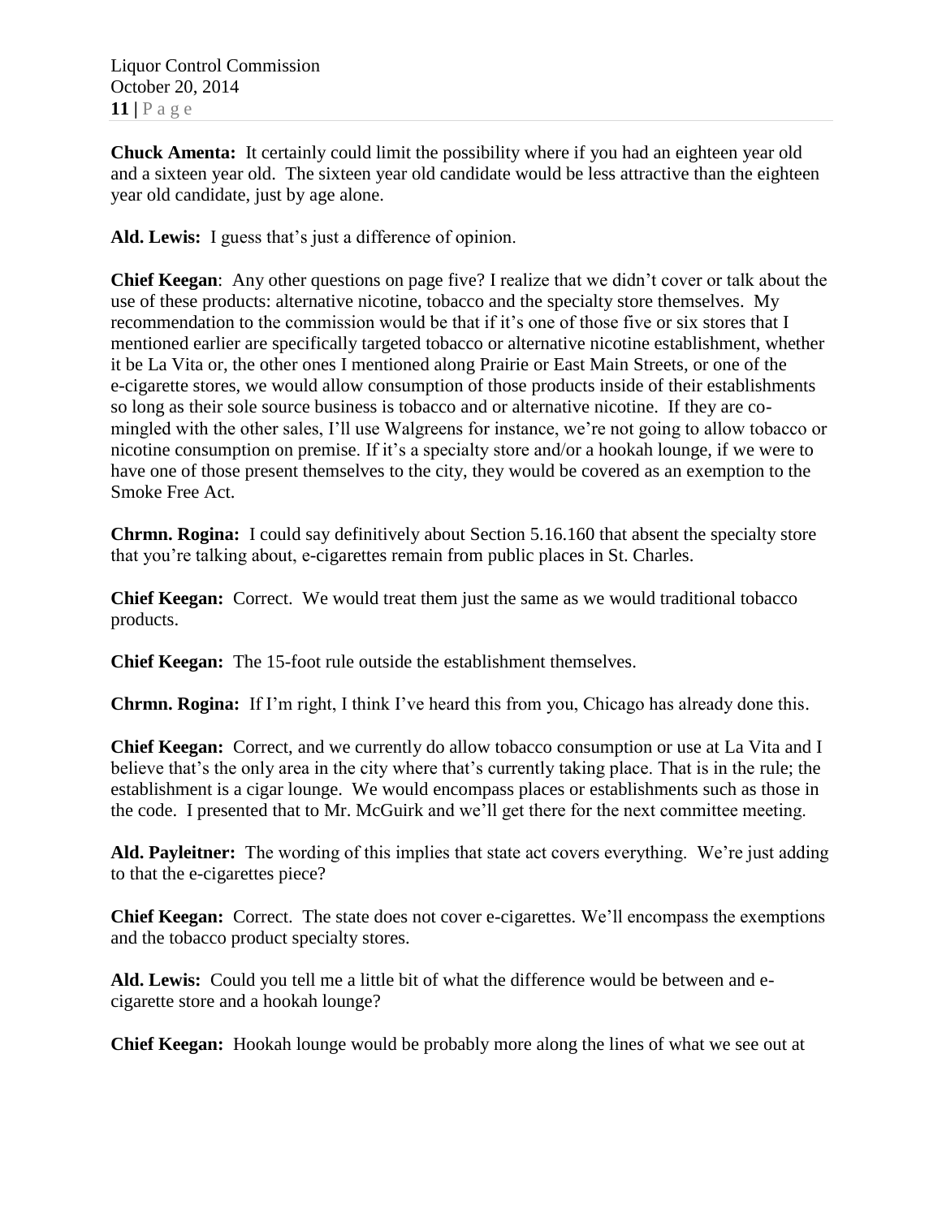**Chuck Amenta:** It certainly could limit the possibility where if you had an eighteen year old and a sixteen year old. The sixteen year old candidate would be less attractive than the eighteen year old candidate, just by age alone.

**Ald. Lewis:** I guess that's just a difference of opinion.

**Chief Keegan**: Any other questions on page five? I realize that we didn't cover or talk about the use of these products: alternative nicotine, tobacco and the specialty store themselves. My recommendation to the commission would be that if it's one of those five or six stores that I mentioned earlier are specifically targeted tobacco or alternative nicotine establishment, whether it be La Vita or, the other ones I mentioned along Prairie or East Main Streets, or one of the e-cigarette stores, we would allow consumption of those products inside of their establishments so long as their sole source business is tobacco and or alternative nicotine. If they are co-mingled with the other sales, I'll use Walgreens for instance, we're not going to allow tobacco or nicotine consumption on premise. If it's a specialty store and/or a hookah lounge, if we were to have one of those present themselves to the city, they would be covered as an exemption to the Smoke Free Act.

**Chrmn. Rogina:** I could say definitively about Section 5.16.160 that absent the specialty store that you're talking about, e-cigarettes remain from public places in St. Charles.

**Chief Keegan:** Correct. We would treat them just the same as we would traditional tobacco products.

**Chief Keegan:** The 15-foot rule outside the establishment themselves.

**Chrmn. Rogina:** If I'm right, I think I've heard this from you, Chicago has already done this.

**Chief Keegan:** Correct, and we currently do allow tobacco consumption or use at La Vita and I believe that's the only area in the city where that's currently taking place. That is in the rule; the establishment is a cigar lounge. We would encompass places or establishments such as those in the code. I presented that to Mr. McGuirk and we'll get there for the next committee meeting.

**Ald. Payleitner:** The wording of this implies that state act covers everything. We're just adding to that the e-cigarettes piece?

**Chief Keegan:** Correct. The state does not cover e-cigarettes. We'll encompass the exemptions and the tobacco product specialty stores.

**Ald. Lewis:** Could you tell me a little bit of what the difference would be between and e-cigarette store and a hookah lounge?

**Chief Keegan:** Hookah lounge would be probably more along the lines of what we see out at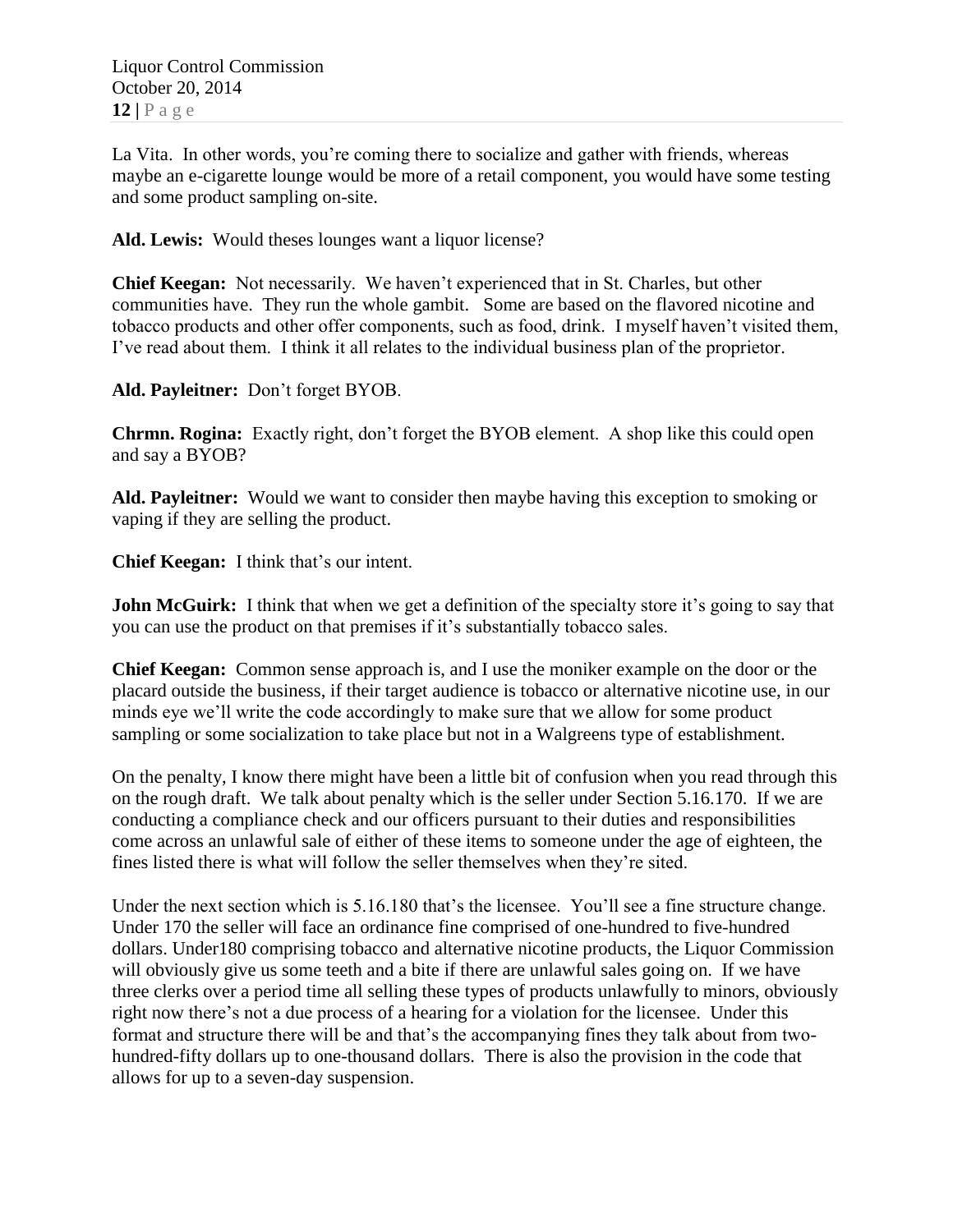La Vita. In other words, you're coming there to socialize and gather with friends, whereas maybe an e-cigarette lounge would be more of a retail component, you would have some testing and some product sampling on-site.

**Ald. Lewis:** Would theses lounges want a liquor license?

**Chief Keegan:** Not necessarily. We haven't experienced that in St. Charles, but other communities have. They run the whole gambit. Some are based on the flavored nicotine and tobacco products and other offer components, such as food, drink. I myself haven't visited them, I've read about them. I think it all relates to the individual business plan of the proprietor.

**Ald. Payleitner:** Don't forget BYOB.

**Chrmn. Rogina:** Exactly right, don't forget the BYOB element. A shop like this could open and say a BYOB?

**Ald. Payleitner:** Would we want to consider then maybe having this exception to smoking or vaping if they are selling the product.

**Chief Keegan:** I think that's our intent.

**John McGuirk:** I think that when we get a definition of the specialty store it's going to say that you can use the product on that premises if it's substantially tobacco sales.

**Chief Keegan:** Common sense approach is, and I use the moniker example on the door or the placard outside the business, if their target audience is tobacco or alternative nicotine use, in our minds eye we'll write the code accordingly to make sure that we allow for some product sampling or some socialization to take place but not in a Walgreens type of establishment.

On the penalty, I know there might have been a little bit of confusion when you read through this on the rough draft. We talk about penalty which is the seller under Section 5.16.170. If we are conducting a compliance check and our officers pursuant to their duties and responsibilities come across an unlawful sale of either of these items to someone under the age of eighteen, the fines listed there is what will follow the seller themselves when they're sited.

Under the next section which is 5.16.180 that's the licensee. You'll see a fine structure change. Under 170 the seller will face an ordinance fine comprised of one-hundred to five-hundred dollars. Under180 comprising tobacco and alternative nicotine products, the Liquor Commission will obviously give us some teeth and a bite if there are unlawful sales going on. If we have three clerks over a period time all selling these types of products unlawfully to minors, obviously right now there's not a due process of a hearing for a violation for the licensee. Under this format and structure there will be and that's the accompanying fines they talk about from two-hundred-fifty dollars up to one-thousand dollars. There is also the provision in the code that allows for up to a seven-day suspension.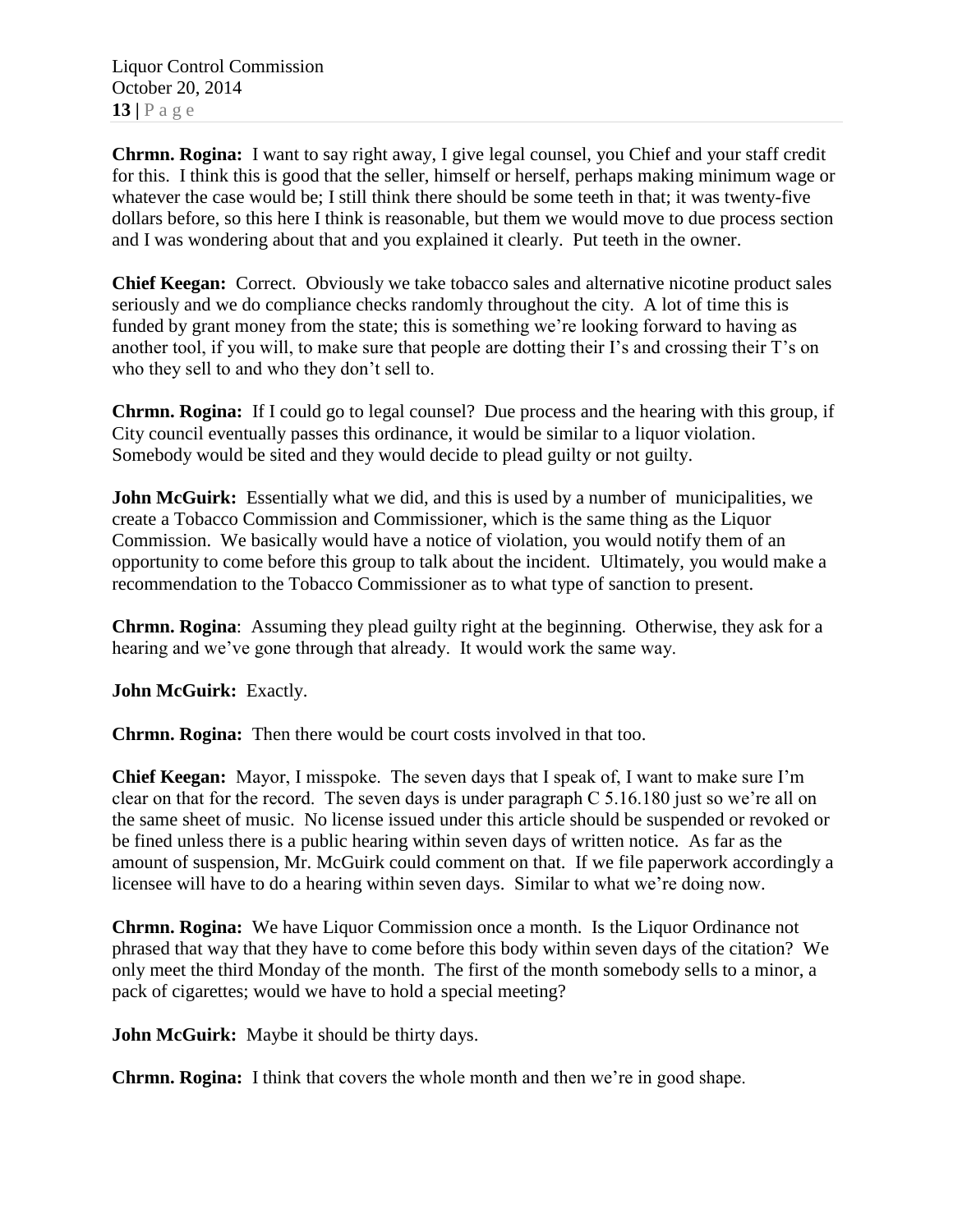**Chrmn. Rogina:** I want to say right away, I give legal counsel, you Chief and your staff credit for this. I think this is good that the seller, himself or herself, perhaps making minimum wage or whatever the case would be; I still think there should be some teeth in that; it was twenty-five dollars before, so this here I think is reasonable, but them we would move to due process section and I was wondering about that and you explained it clearly. Put teeth in the owner.

**Chief Keegan:** Correct. Obviously we take tobacco sales and alternative nicotine product sales seriously and we do compliance checks randomly throughout the city. A lot of time this is funded by grant money from the state; this is something we're looking forward to having as another tool, if you will, to make sure that people are dotting their I's and crossing their T's on who they sell to and who they don't sell to.

**Chrmn. Rogina:** If I could go to legal counsel? Due process and the hearing with this group, if City council eventually passes this ordinance, it would be similar to a liquor violation. Somebody would be sited and they would decide to plead guilty or not guilty.

**John McGuirk:** Essentially what we did, and this is used by a number of municipalities, we create a Tobacco Commission and Commissioner, which is the same thing as the Liquor Commission. We basically would have a notice of violation, you would notify them of an opportunity to come before this group to talk about the incident. Ultimately, you would make a recommendation to the Tobacco Commissioner as to what type of sanction to present.

**Chrmn. Rogina**: Assuming they plead guilty right at the beginning. Otherwise, they ask for a hearing and we've gone through that already. It would work the same way.

**John McGuirk:** Exactly.

**Chrmn. Rogina:** Then there would be court costs involved in that too.

**Chief Keegan:** Mayor, I misspoke. The seven days that I speak of, I want to make sure I'm clear on that for the record. The seven days is under paragraph C 5.16.180 just so we're all on the same sheet of music. No license issued under this article should be suspended or revoked or be fined unless there is a public hearing within seven days of written notice. As far as the amount of suspension, Mr. McGuirk could comment on that. If we file paperwork accordingly a licensee will have to do a hearing within seven days. Similar to what we're doing now.

**Chrmn. Rogina:** We have Liquor Commission once a month. Is the Liquor Ordinance not phrased that way that they have to come before this body within seven days of the citation? We only meet the third Monday of the month. The first of the month somebody sells to a minor, a pack of cigarettes; would we have to hold a special meeting?

**John McGuirk:** Maybe it should be thirty days.

**Chrmn. Rogina:** I think that covers the whole month and then we're in good shape.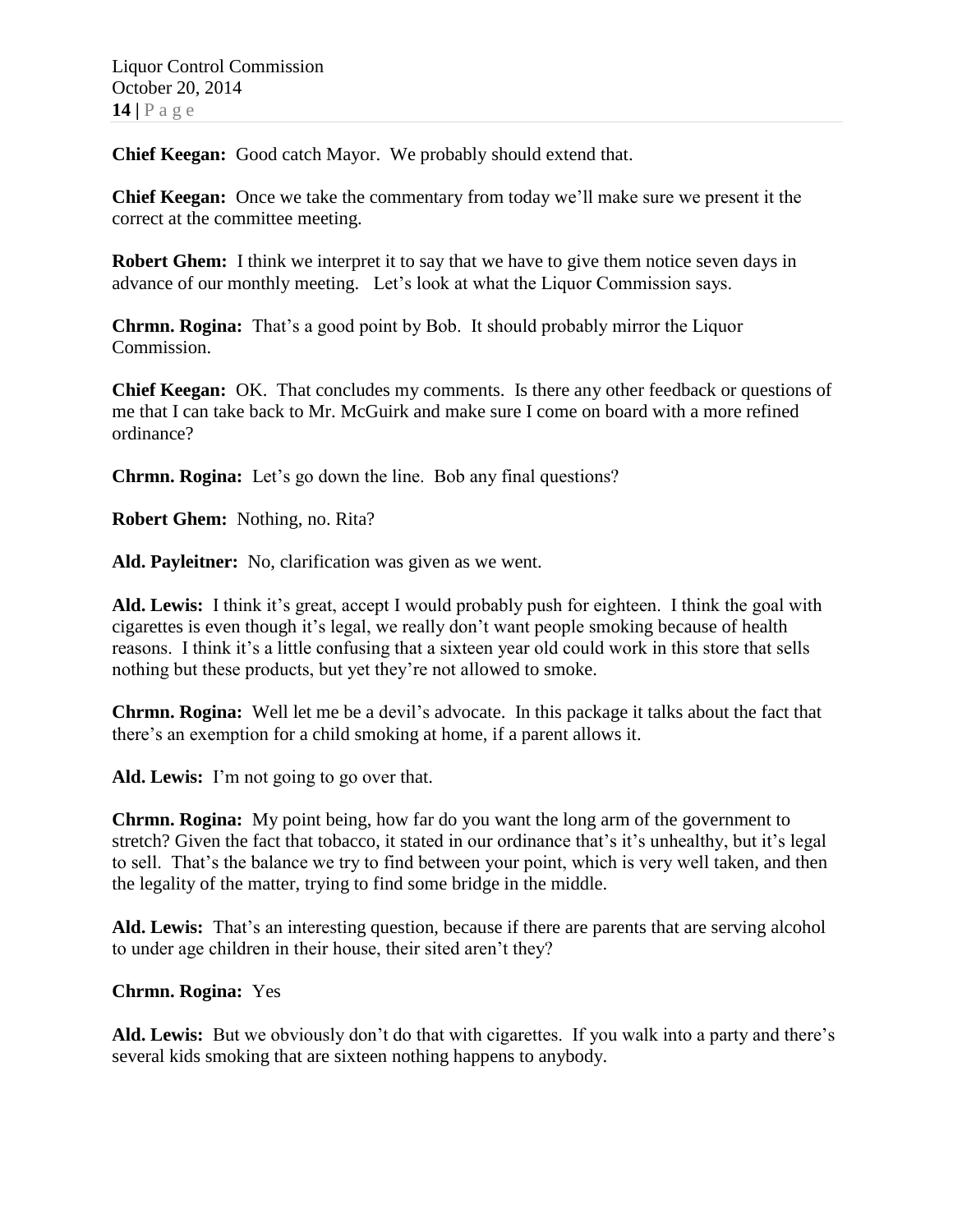**Chief Keegan:** Good catch Mayor. We probably should extend that.

**Chief Keegan:** Once we take the commentary from today we'll make sure we present it the correct at the committee meeting.

**Robert Ghem:** I think we interpret it to say that we have to give them notice seven days in advance of our monthly meeting. Let's look at what the Liquor Commission says.

**Chrmn. Rogina:** That's a good point by Bob. It should probably mirror the Liquor Commission.

**Chief Keegan:** OK. That concludes my comments. Is there any other feedback or questions of me that I can take back to Mr. McGuirk and make sure I come on board with a more refined ordinance?

**Chrmn. Rogina:** Let's go down the line. Bob any final questions?

**Robert Ghem:** Nothing, no. Rita?

**Ald. Payleitner:** No, clarification was given as we went.

**Ald. Lewis:** I think it's great, accept I would probably push for eighteen. I think the goal with cigarettes is even though it's legal, we really don't want people smoking because of health reasons. I think it's a little confusing that a sixteen year old could work in this store that sells nothing but these products, but yet they're not allowed to smoke.

**Chrmn. Rogina:** Well let me be a devil's advocate. In this package it talks about the fact that there's an exemption for a child smoking at home, if a parent allows it.

**Ald. Lewis:** I'm not going to go over that.

**Chrmn. Rogina:** My point being, how far do you want the long arm of the government to stretch? Given the fact that tobacco, it stated in our ordinance that's it's unhealthy, but it's legal to sell. That's the balance we try to find between your point, which is very well taken, and then the legality of the matter, trying to find some bridge in the middle.

**Ald. Lewis:** That's an interesting question, because if there are parents that are serving alcohol to under age children in their house, their sited aren't they?

**Chrmn. Rogina:** Yes

**Ald. Lewis:** But we obviously don't do that with cigarettes. If you walk into a party and there's several kids smoking that are sixteen nothing happens to anybody.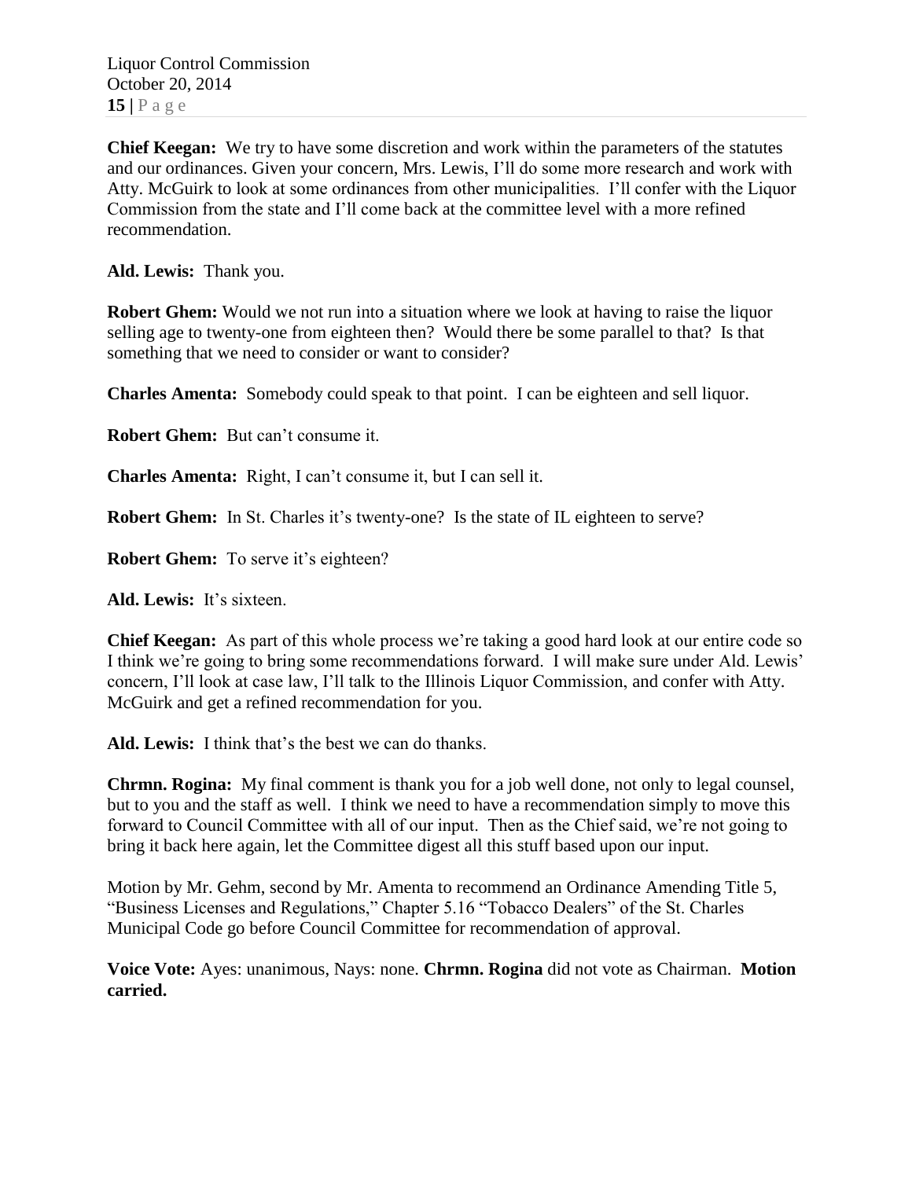**Chief Keegan:** We try to have some discretion and work within the parameters of the statutes and our ordinances. Given your concern, Mrs. Lewis, I'll do some more research and work with Atty. McGuirk to look at some ordinances from other municipalities. I'll confer with the Liquor Commission from the state and I'll come back at the committee level with a more refined recommendation.

**Ald. Lewis:** Thank you.

**Robert Ghem:** Would we not run into a situation where we look at having to raise the liquor selling age to twenty-one from eighteen then? Would there be some parallel to that? Is that something that we need to consider or want to consider?

**Charles Amenta:** Somebody could speak to that point. I can be eighteen and sell liquor.

**Robert Ghem:** But can't consume it.

**Charles Amenta:** Right, I can't consume it, but I can sell it.

**Robert Ghem:** In St. Charles it's twenty-one? Is the state of IL eighteen to serve?

**Robert Ghem:** To serve it's eighteen?

**Ald. Lewis:** It's sixteen.

**Chief Keegan:** As part of this whole process we're taking a good hard look at our entire code so I think we're going to bring some recommendations forward. I will make sure under Ald. Lewis' concern, I'll look at case law, I'll talk to the Illinois Liquor Commission, and confer with Atty. McGuirk and get a refined recommendation for you.

**Ald. Lewis:** I think that's the best we can do thanks.

**Chrmn. Rogina:** My final comment is thank you for a job well done, not only to legal counsel, but to you and the staff as well. I think we need to have a recommendation simply to move this forward to Council Committee with all of our input. Then as the Chief said, we're not going to bring it back here again, let the Committee digest all this stuff based upon our input.

Motion by Mr. Gehm, second by Mr. Amenta to recommend an Ordinance Amending Title 5, "Business Licenses and Regulations," Chapter 5.16 "Tobacco Dealers" of the St. Charles Municipal Code go before Council Committee for recommendation of approval.

**Voice Vote:** Ayes: unanimous, Nays: none. **Chrmn. Rogina** did not vote as Chairman. **Motion carried.**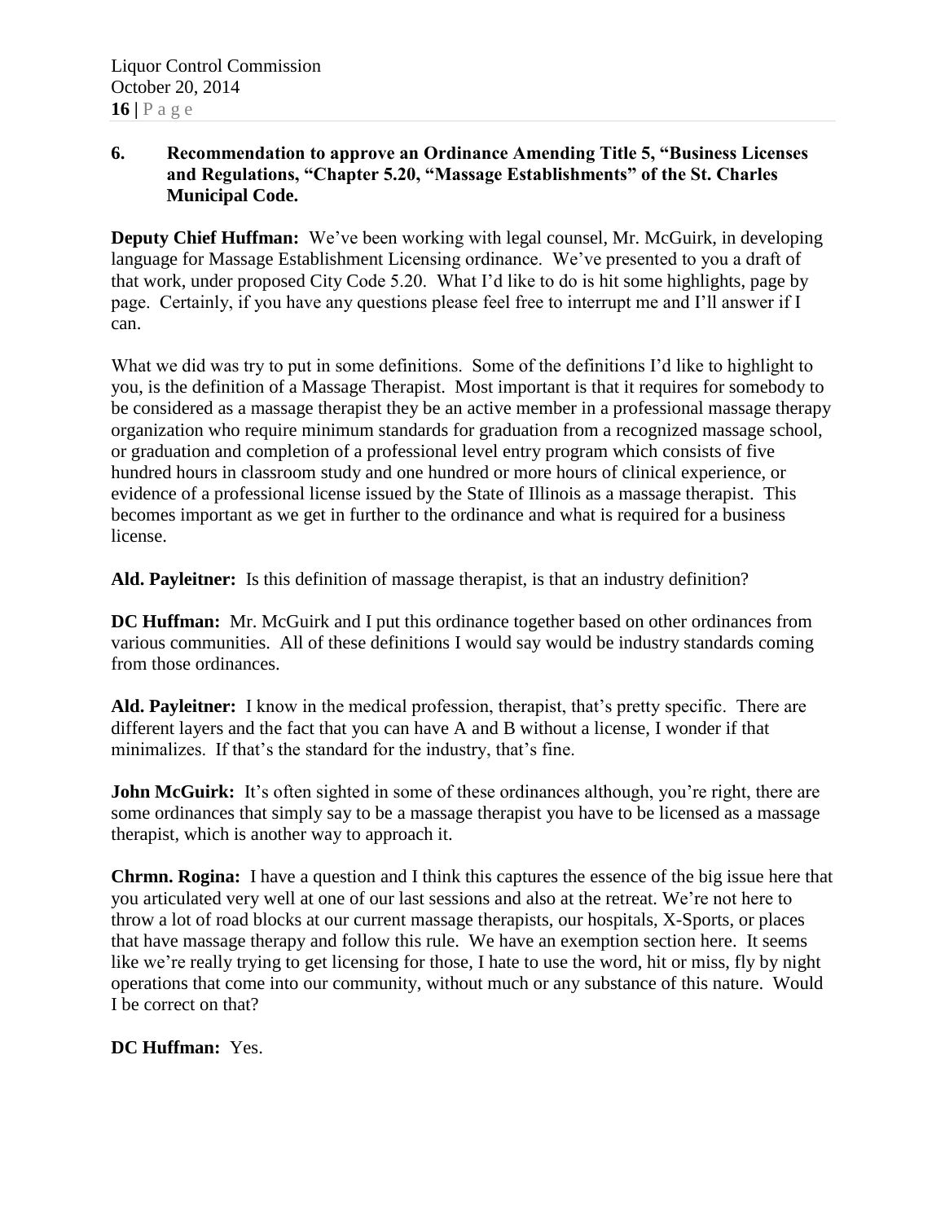**6. Recommendation to approve an Ordinance Amending Title 5, "Business Licenses and Regulations, "Chapter 5.20, "Massage Establishments" of the St. Charles Municipal Code.**

**Deputy Chief Huffman:** We've been working with legal counsel, Mr. McGuirk, in developing language for Massage Establishment Licensing ordinance. We've presented to you a draft of that work, under proposed City Code 5.20. What I'd like to do is hit some highlights, page by page. Certainly, if you have any questions please feel free to interrupt me and I'll answer if I can.

What we did was try to put in some definitions. Some of the definitions I'd like to highlight to you, is the definition of a Massage Therapist. Most important is that it requires for somebody to be considered as a massage therapist they be an active member in a professional massage therapy organization who require minimum standards for graduation from a recognized massage school, or graduation and completion of a professional level entry program which consists of five hundred hours in classroom study and one hundred or more hours of clinical experience, or evidence of a professional license issued by the State of Illinois as a massage therapist. This becomes important as we get in further to the ordinance and what is required for a business license.

**Ald. Payleitner:** Is this definition of massage therapist, is that an industry definition?

**DC Huffman:** Mr. McGuirk and I put this ordinance together based on other ordinances from various communities. All of these definitions I would say would be industry standards coming from those ordinances.

**Ald. Payleitner:** I know in the medical profession, therapist, that's pretty specific. There are different layers and the fact that you can have A and B without a license, I wonder if that minimalizes. If that's the standard for the industry, that's fine.

**John McGuirk:** It's often sighted in some of these ordinances although, you're right, there are some ordinances that simply say to be a massage therapist you have to be licensed as a massage therapist, which is another way to approach it.

**Chrmn. Rogina:** I have a question and I think this captures the essence of the big issue here that you articulated very well at one of our last sessions and also at the retreat. We're not here to throw a lot of road blocks at our current massage therapists, our hospitals, X-Sports, or places that have massage therapy and follow this rule. We have an exemption section here. It seems like we're really trying to get licensing for those, I hate to use the word, hit or miss, fly by night operations that come into our community, without much or any substance of this nature. Would I be correct on that?

**DC Huffman:** Yes.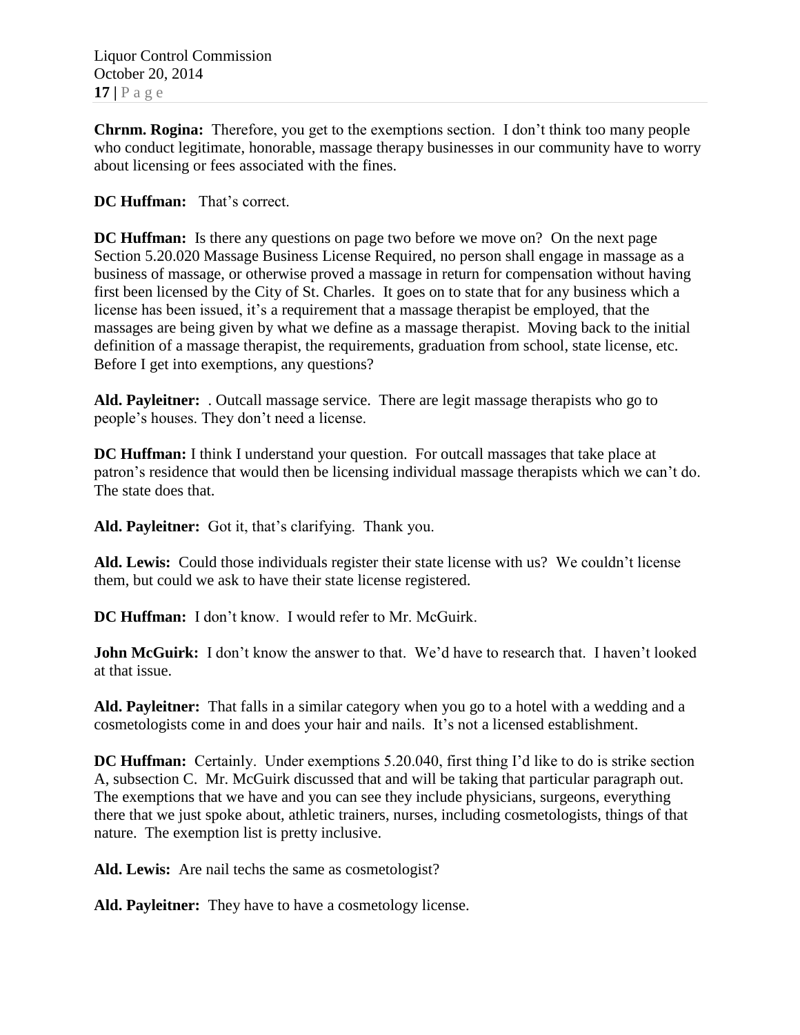**Chrnm. Rogina:** Therefore, you get to the exemptions section. I don't think too many people who conduct legitimate, honorable, massage therapy businesses in our community have to worry about licensing or fees associated with the fines.

**DC Huffman:** That's correct.

**DC Huffman:** Is there any questions on page two before we move on? On the next page Section 5.20.020 Massage Business License Required, no person shall engage in massage as a business of massage, or otherwise proved a massage in return for compensation without having first been licensed by the City of St. Charles. It goes on to state that for any business which a license has been issued, it's a requirement that a massage therapist be employed, that the massages are being given by what we define as a massage therapist. Moving back to the initial definition of a massage therapist, the requirements, graduation from school, state license, etc. Before I get into exemptions, any questions?

**Ald. Payleitner:** . Outcall massage service. There are legit massage therapists who go to people's houses. They don't need a license.

**DC Huffman:** I think I understand your question. For outcall massages that take place at patron's residence that would then be licensing individual massage therapists which we can't do. The state does that.

**Ald. Payleitner:** Got it, that's clarifying. Thank you.

**Ald. Lewis:** Could those individuals register their state license with us? We couldn't license them, but could we ask to have their state license registered.

**DC Huffman:** I don't know. I would refer to Mr. McGuirk.

**John McGuirk:** I don't know the answer to that. We'd have to research that. I haven't looked at that issue.

**Ald. Payleitner:** That falls in a similar category when you go to a hotel with a wedding and a cosmetologists come in and does your hair and nails. It's not a licensed establishment.

**DC Huffman:** Certainly. Under exemptions 5.20.040, first thing I'd like to do is strike section A, subsection C. Mr. McGuirk discussed that and will be taking that particular paragraph out. The exemptions that we have and you can see they include physicians, surgeons, everything there that we just spoke about, athletic trainers, nurses, including cosmetologists, things of that nature. The exemption list is pretty inclusive.

**Ald. Lewis:** Are nail techs the same as cosmetologist?

**Ald. Payleitner:** They have to have a cosmetology license.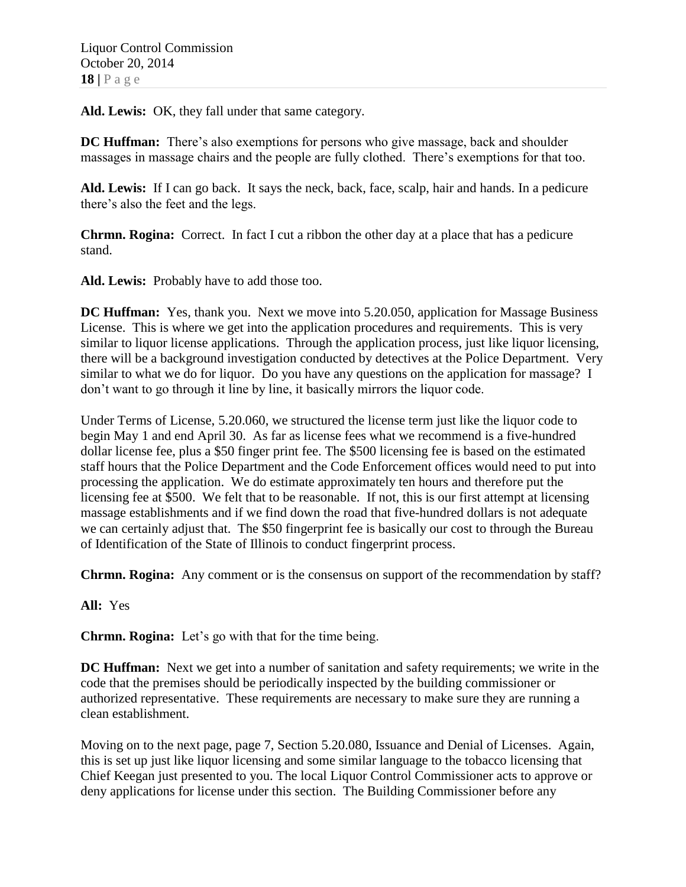**Ald. Lewis:** OK, they fall under that same category.

**DC Huffman:** There's also exemptions for persons who give massage, back and shoulder massages in massage chairs and the people are fully clothed. There's exemptions for that too.

**Ald. Lewis:** If I can go back. It says the neck, back, face, scalp, hair and hands. In a pedicure there's also the feet and the legs.

**Chrmn. Rogina:** Correct. In fact I cut a ribbon the other day at a place that has a pedicure stand.

**Ald. Lewis:** Probably have to add those too.

**DC Huffman:** Yes, thank you. Next we move into 5.20.050, application for Massage Business License. This is where we get into the application procedures and requirements. This is very similar to liquor license applications. Through the application process, just like liquor licensing, there will be a background investigation conducted by detectives at the Police Department. Very similar to what we do for liquor. Do you have any questions on the application for massage? I don't want to go through it line by line, it basically mirrors the liquor code.

Under Terms of License, 5.20.060, we structured the license term just like the liquor code to begin May 1 and end April 30. As far as license fees what we recommend is a five-hundred dollar license fee, plus a $50 finger print fee. The $500 licensing fee is based on the estimated staff hours that the Police Department and the Code Enforcement offices would need to put into processing the application. We do estimate approximately ten hours and therefore put the licensing fee at $500. We felt that to be reasonable. If not, this is our first attempt at licensing massage establishments and if we find down the road that five-hundred dollars is not adequate we can certainly adjust that. The $50 fingerprint fee is basically our cost to through the Bureau of Identification of the State of Illinois to conduct fingerprint process.

**Chrmn. Rogina:** Any comment or is the consensus on support of the recommendation by staff?

**All:** Yes

**Chrmn. Rogina:** Let's go with that for the time being.

**DC Huffman:** Next we get into a number of sanitation and safety requirements; we write in the code that the premises should be periodically inspected by the building commissioner or authorized representative. These requirements are necessary to make sure they are running a clean establishment.

Moving on to the next page, page 7, Section 5.20.080, Issuance and Denial of Licenses. Again, this is set up just like liquor licensing and some similar language to the tobacco licensing that Chief Keegan just presented to you. The local Liquor Control Commissioner acts to approve or deny applications for license under this section. The Building Commissioner before any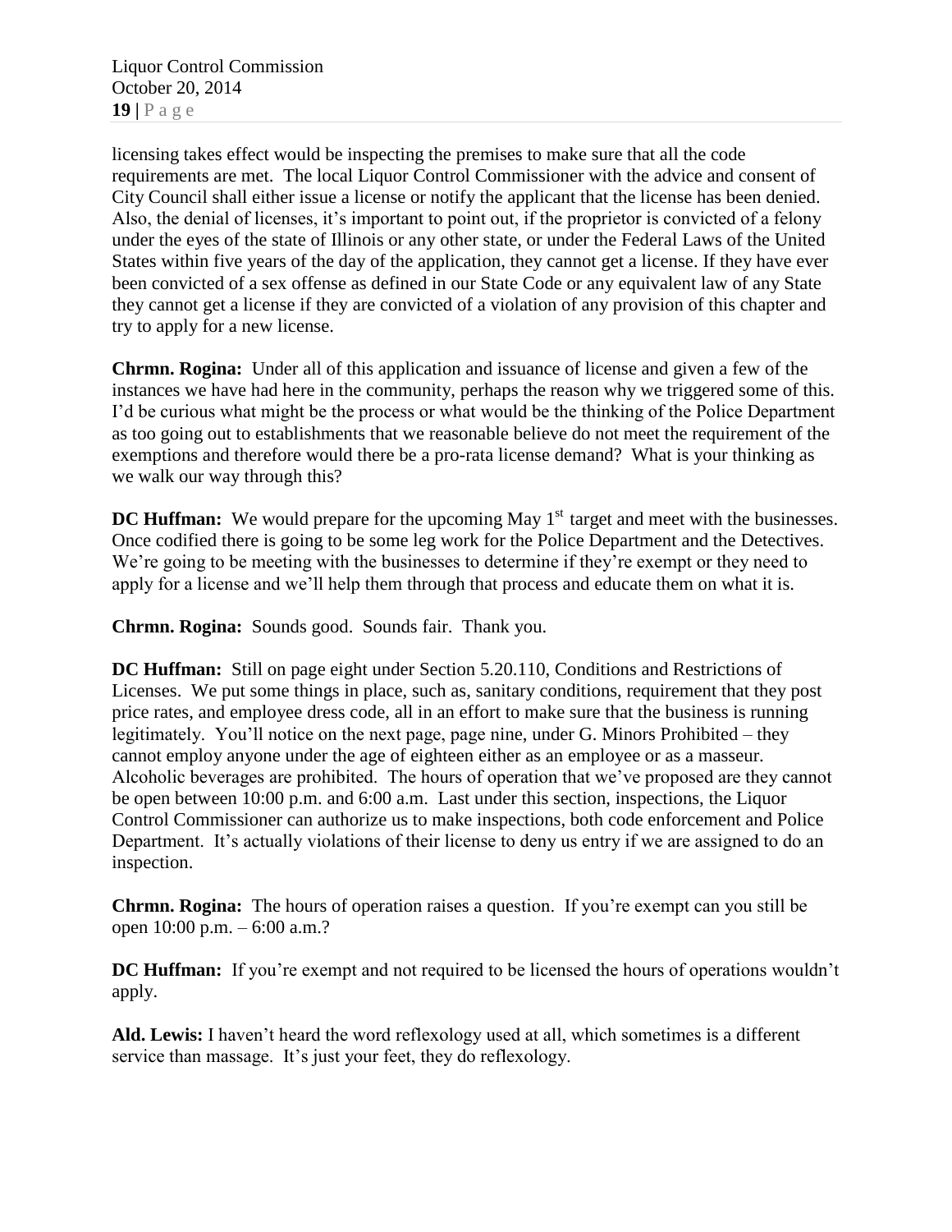licensing takes effect would be inspecting the premises to make sure that all the code requirements are met. The local Liquor Control Commissioner with the advice and consent of City Council shall either issue a license or notify the applicant that the license has been denied. Also, the denial of licenses, it's important to point out, if the proprietor is convicted of a felony under the eyes of the state of Illinois or any other state, or under the Federal Laws of the United States within five years of the day of the application, they cannot get a license. If they have ever been convicted of a sex offense as defined in our State Code or any equivalent law of any State they cannot get a license if they are convicted of a violation of any provision of this chapter and try to apply for a new license.

**Chrmn. Rogina:** Under all of this application and issuance of license and given a few of the instances we have had here in the community, perhaps the reason why we triggered some of this. I'd be curious what might be the process or what would be the thinking of the Police Department as too going out to establishments that we reasonable believe do not meet the requirement of the exemptions and therefore would there be a pro-rata license demand? What is your thinking as we walk our way through this?

**DC Huffman:** We would prepare for the upcoming May 1st target and meet with the businesses. Once codified there is going to be some leg work for the Police Department and the Detectives. We're going to be meeting with the businesses to determine if they're exempt or they need to apply for a license and we'll help them through that process and educate them on what it is.

**Chrmn. Rogina:** Sounds good. Sounds fair. Thank you.

**DC Huffman:** Still on page eight under Section 5.20.110, Conditions and Restrictions of Licenses. We put some things in place, such as, sanitary conditions, requirement that they post price rates, and employee dress code, all in an effort to make sure that the business is running legitimately. You'll notice on the next page, page nine, under G. Minors Prohibited – they cannot employ anyone under the age of eighteen either as an employee or as a masseur. Alcoholic beverages are prohibited. The hours of operation that we've proposed are they cannot be open between 10:00 p.m. and 6:00 a.m. Last under this section, inspections, the Liquor Control Commissioner can authorize us to make inspections, both code enforcement and Police Department. It's actually violations of their license to deny us entry if we are assigned to do an inspection.

**Chrmn. Rogina:** The hours of operation raises a question. If you're exempt can you still be open 10:00 p.m. – 6:00 a.m.?

**DC Huffman:** If you're exempt and not required to be licensed the hours of operations wouldn't apply.

**Ald. Lewis:** I haven't heard the word reflexology used at all, which sometimes is a different service than massage. It's just your feet, they do reflexology.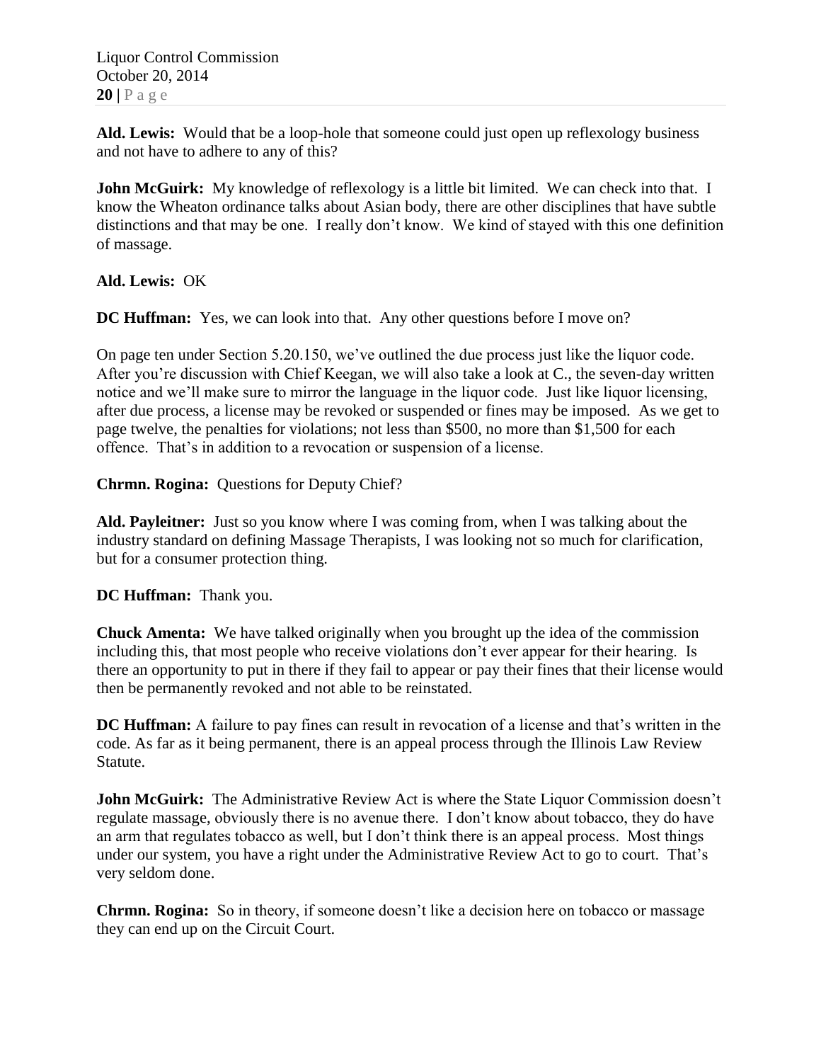**Ald. Lewis:** Would that be a loop-hole that someone could just open up reflexology business and not have to adhere to any of this?

**John McGuirk:** My knowledge of reflexology is a little bit limited. We can check into that. I know the Wheaton ordinance talks about Asian body, there are other disciplines that have subtle distinctions and that may be one. I really don't know. We kind of stayed with this one definition of massage.

**Ald. Lewis:** OK

**DC Huffman:** Yes, we can look into that. Any other questions before I move on?

On page ten under Section 5.20.150, we've outlined the due process just like the liquor code. After you're discussion with Chief Keegan, we will also take a look at C., the seven-day written notice and we'll make sure to mirror the language in the liquor code. Just like liquor licensing, after due process, a license may be revoked or suspended or fines may be imposed. As we get to page twelve, the penalties for violations; not less than $500, no more than $1,500 for each offence. That's in addition to a revocation or suspension of a license.

**Chrmn. Rogina:** Questions for Deputy Chief?

**Ald. Payleitner:** Just so you know where I was coming from, when I was talking about the industry standard on defining Massage Therapists, I was looking not so much for clarification, but for a consumer protection thing.

**DC Huffman:** Thank you.

**Chuck Amenta:** We have talked originally when you brought up the idea of the commission including this, that most people who receive violations don't ever appear for their hearing. Is there an opportunity to put in there if they fail to appear or pay their fines that their license would then be permanently revoked and not able to be reinstated.

**DC Huffman:** A failure to pay fines can result in revocation of a license and that's written in the code. As far as it being permanent, there is an appeal process through the Illinois Law Review Statute.

**John McGuirk:** The Administrative Review Act is where the State Liquor Commission doesn't regulate massage, obviously there is no avenue there. I don't know about tobacco, they do have an arm that regulates tobacco as well, but I don't think there is an appeal process. Most things under our system, you have a right under the Administrative Review Act to go to court. That's very seldom done.

**Chrmn. Rogina:** So in theory, if someone doesn't like a decision here on tobacco or massage they can end up on the Circuit Court.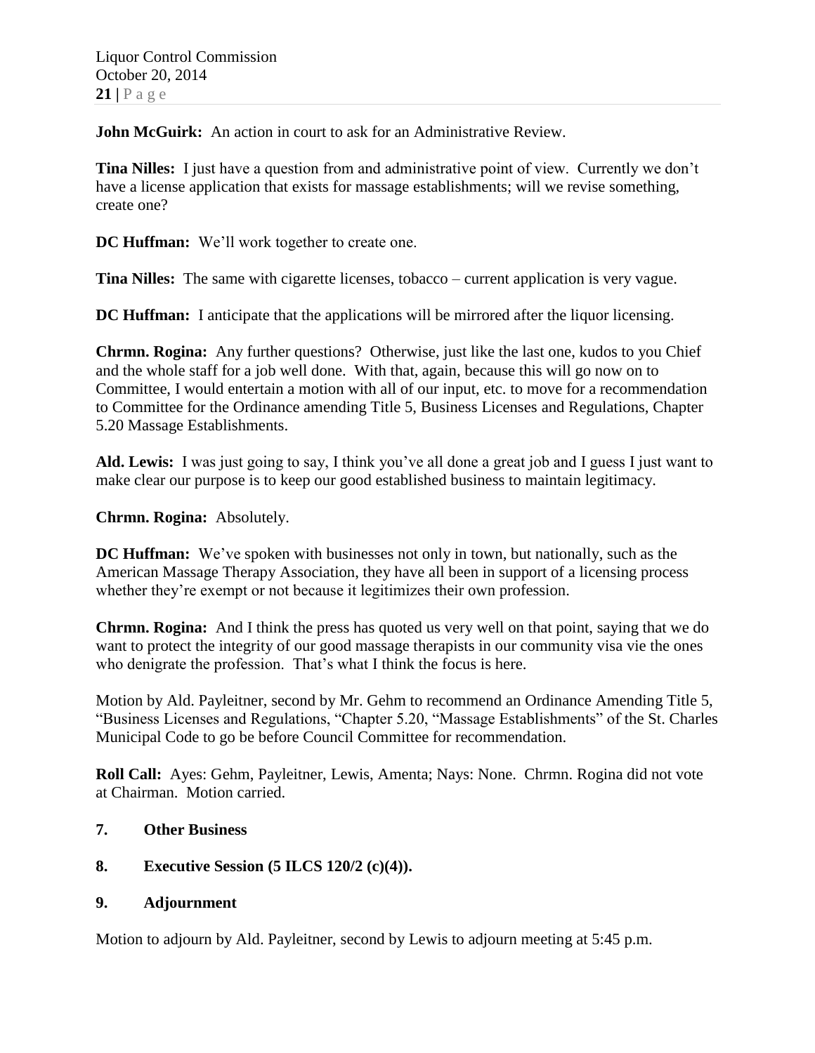**John McGuirk:** An action in court to ask for an Administrative Review.

**Tina Nilles:** I just have a question from and administrative point of view. Currently we don't have a license application that exists for massage establishments; will we revise something, create one?

**DC Huffman:** We'll work together to create one.

**Tina Nilles:** The same with cigarette licenses, tobacco – current application is very vague.

**DC Huffman:** I anticipate that the applications will be mirrored after the liquor licensing.

**Chrmn. Rogina:** Any further questions? Otherwise, just like the last one, kudos to you Chief and the whole staff for a job well done. With that, again, because this will go now on to Committee, I would entertain a motion with all of our input, etc. to move for a recommendation to Committee for the Ordinance amending Title 5, Business Licenses and Regulations, Chapter 5.20 Massage Establishments.

**Ald. Lewis:** I was just going to say, I think you've all done a great job and I guess I just want to make clear our purpose is to keep our good established business to maintain legitimacy.

**Chrmn. Rogina:** Absolutely.

**DC Huffman:** We've spoken with businesses not only in town, but nationally, such as the American Massage Therapy Association, they have all been in support of a licensing process whether they're exempt or not because it legitimizes their own profession.

**Chrmn. Rogina:** And I think the press has quoted us very well on that point, saying that we do want to protect the integrity of our good massage therapists in our community visa vie the ones who denigrate the profession. That's what I think the focus is here.

Motion by Ald. Payleitner, second by Mr. Gehm to recommend an Ordinance Amending Title 5, "Business Licenses and Regulations, "Chapter 5.20, "Massage Establishments" of the St. Charles Municipal Code to go be before Council Committee for recommendation.

**Roll Call:** Ayes: Gehm, Payleitner, Lewis, Amenta; Nays: None. Chrmn. Rogina did not vote at Chairman. Motion carried.

**7. Other Business**

**8. Executive Session (5 ILCS 120/2 (c)(4)).**

**9. Adjournment**

Motion to adjourn by Ald. Payleitner, second by Lewis to adjourn meeting at 5:45 p.m.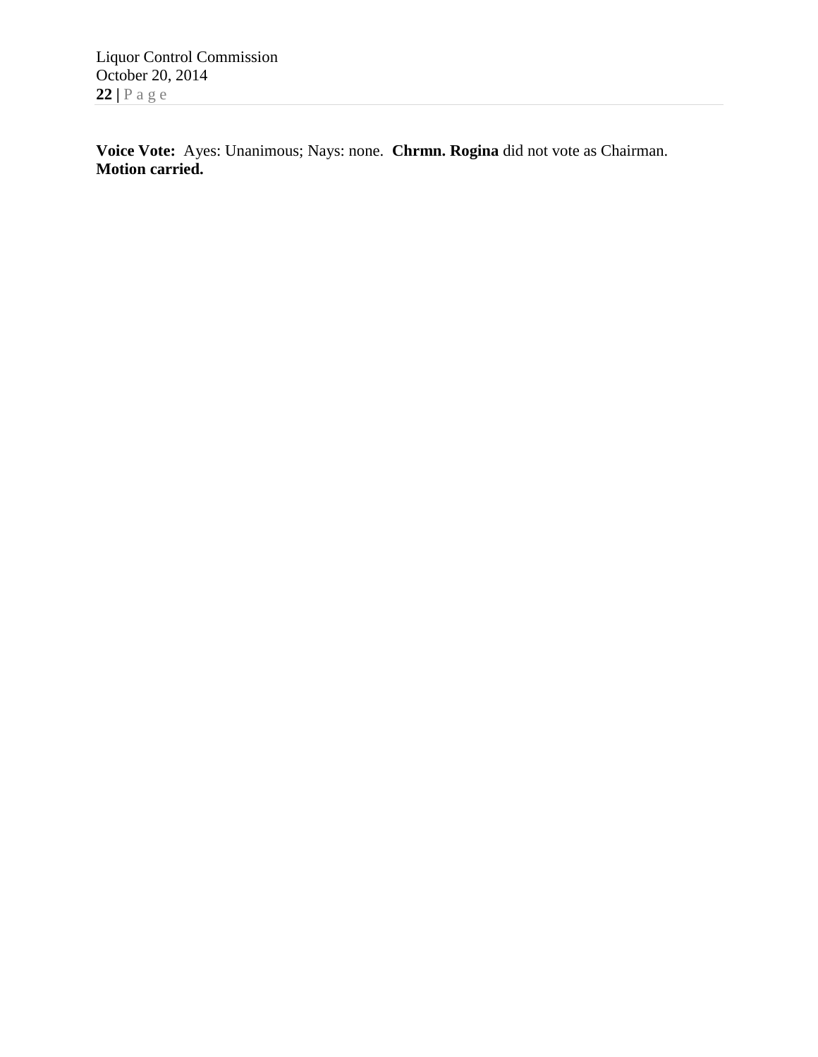**Voice Vote:** Ayes: Unanimous; Nays: none. **Chrmn. Rogina** did not vote as Chairman.
**Motion carried.**